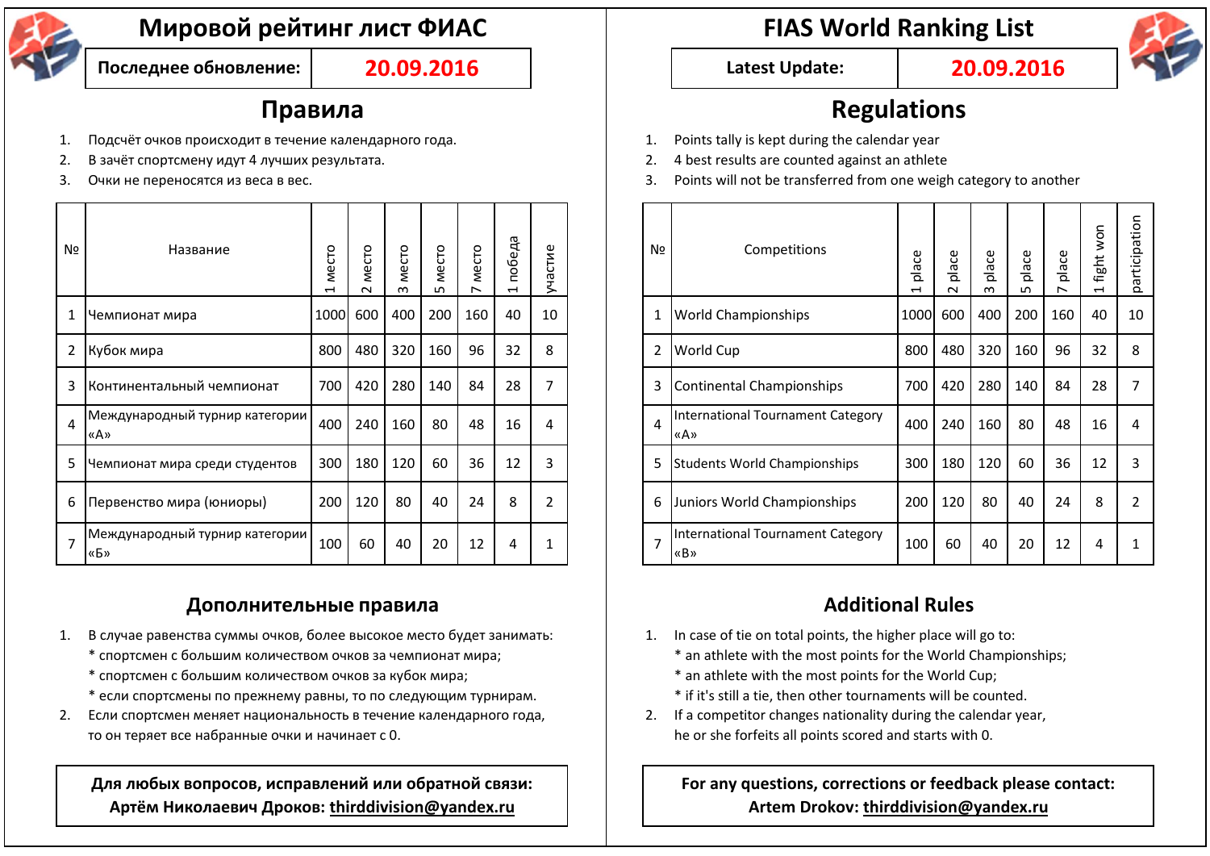# Мировой рейтинг лист ФИАС

| Последнее обновление: | 20.09.2016 |
|---|---|

## Правила

1. Подсчёт очков происходит в течение календарного года.
2. В зачёт спортсмену идут 4 лучших результата.
3. Очки не переносятся из веса в вес.

| № | Название | 1 место | 2 место | 3 место | 5 место | 7 место | 1 победа | участие |
|---|---|---|---|---|---|---|---|---|
| 1 | Чемпионат мира | 1000 | 600 | 400 | 200 | 160 | 40 | 10 |
| 2 | Кубок мира | 800 | 480 | 320 | 160 | 96 | 32 | 8 |
| 3 | Континентальный чемпионат | 700 | 420 | 280 | 140 | 84 | 28 | 7 |
| 4 | Международный турнир категории «А» | 400 | 240 | 160 | 80 | 48 | 16 | 4 |
| 5 | Чемпионат мира среди студентов | 300 | 180 | 120 | 60 | 36 | 12 | 3 |
| 6 | Первенство мира (юниоры) | 200 | 120 | 80 | 40 | 24 | 8 | 2 |
| 7 | Международный турнир категории «Б» | 100 | 60 | 40 | 20 | 12 | 4 | 1 |

## Дополнительные правила

1. В случае равенства суммы очков, более высокое место будет занимать:
   * спортсмен с большим количеством очков за чемпионат мира;
   * спортсмен с большим количеством очков за кубок мира;
   * если спортсмены по прежнему равны, то по следующим турнирам.
2. Если спортсмен меняет национальность в течение календарного года, то он теряет все набранные очки и начинает с 0.

**Для любых вопросов, исправлений или обратной связи:**
**Артём Николаевич Дроков: thirddivision@yandex.ru**

# FIAS World Ranking List

| Latest Update: | 20.09.2016 |
|---|---|

## Regulations

1. Points tally is kept during the calendar year
2. 4 best results are counted against an athlete
3. Points will not be transferred from one weigh category to another

| № | Competitions | 1 place | 2 place | 3 place | 5 place | 7 place | 1 fight won | participation |
|---|---|---|---|---|---|---|---|---|
| 1 | World Championships | 1000 | 600 | 400 | 200 | 160 | 40 | 10 |
| 2 | World Cup | 800 | 480 | 320 | 160 | 96 | 32 | 8 |
| 3 | Continental Championships | 700 | 420 | 280 | 140 | 84 | 28 | 7 |
| 4 | International Tournament Category «A» | 400 | 240 | 160 | 80 | 48 | 16 | 4 |
| 5 | Students World Championships | 300 | 180 | 120 | 60 | 36 | 12 | 3 |
| 6 | Juniors World Championships | 200 | 120 | 80 | 40 | 24 | 8 | 2 |
| 7 | International Tournament Category «B» | 100 | 60 | 40 | 20 | 12 | 4 | 1 |

## Additional Rules

1. In case of tie on total points, the higher place will go to:
   * an athlete with the most points for the World Championships;
   * an athlete with the most points for the World Cup;
   * if it's still a tie, then other tournaments will be counted.
2. If a competitor changes nationality during the calendar year, he or she forfeits all points scored and starts with 0.

**For any questions, corrections or feedback please contact:**
**Artem Drokov: thirddivision@yandex.ru**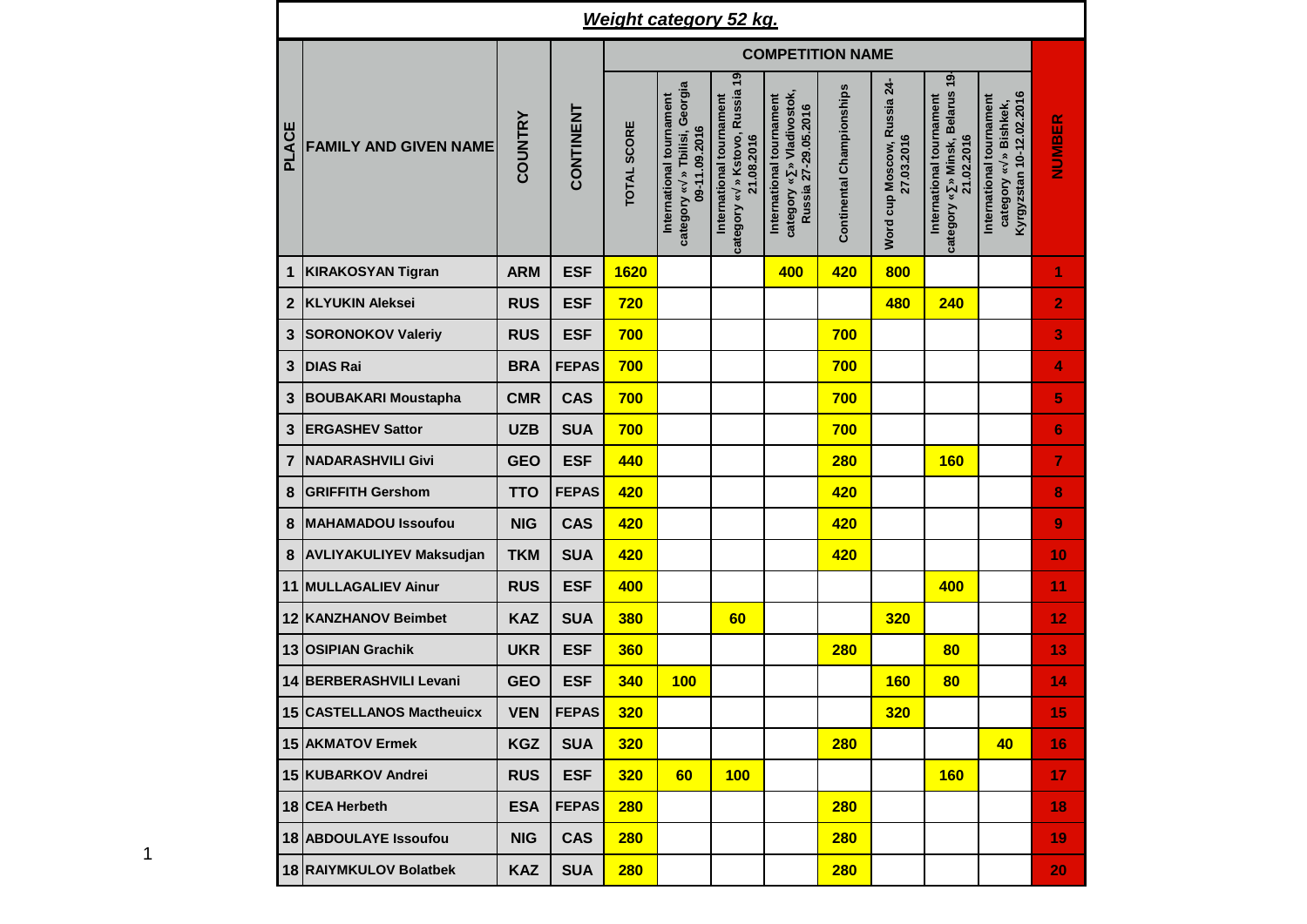## *Weight category 52 kg.*

| PLACE | FAMILY AND GIVEN NAME | COUNTRY | CONTINENT | COMPETITION NAME | | | | | | | | NUMBER |
|---|---|---|---|---|---|---|---|---|---|---|---|---|
| | | | | TOTAL SCORE | International tournament category «√» Tbilisi, Georgia 09-11.09.2016 | International tournament category «√» Kstovo, Russia 19-21.08.2016 | International tournament category «∑» Vladivostok, Russia 27-29.05.2016 | Continental Championships | Word cup Moscow, Russia 24-27.03.2016 | International tournament category «∑» Minsk, Belarus 19-21.02.2016 | International tournament category «√» Bishkek, Kyrgyzstan 10-12.02.2016 | |
| 1 | KIRAKOSYAN Tigran | ARM | ESF | 1620 | | | 400 | 420 | 800 | | | 1 |
| 2 | KLYUKIN Aleksei | RUS | ESF | 720 | | | | | 480 | 240 | | 2 |
| 3 | SORONOKOV Valeriy | RUS | ESF | 700 | | | | 700 | | | | 3 |
| 3 | DIAS Rai | BRA | FEPAS | 700 | | | | 700 | | | | 4 |
| 3 | BOUBAKARI Moustapha | CMR | CAS | 700 | | | | 700 | | | | 5 |
| 3 | ERGASHEV Sattor | UZB | SUA | 700 | | | | 700 | | | | 6 |
| 7 | NADARASHVILI Givi | GEO | ESF | 440 | | | | 280 | | 160 | | 7 |
| 8 | GRIFFITH Gershom | TTO | FEPAS | 420 | | | | 420 | | | | 8 |
| 8 | MAHAMADOU Issoufou | NIG | CAS | 420 | | | | 420 | | | | 9 |
| 8 | AVLIYAKULIYEV Maksudjan | TKM | SUA | 420 | | | | 420 | | | | 10 |
| 11 | MULLAGALIEV Ainur | RUS | ESF | 400 | | | | | | 400 | | 11 |
| 12 | KANZHANOV Beimbet | KAZ | SUA | 380 | | 60 | | | 320 | | | 12 |
| 13 | OSIPIAN Grachik | UKR | ESF | 360 | | | | 280 | | 80 | | 13 |
| 14 | BERBERASHVILI Levani | GEO | ESF | 340 | 100 | | | | 160 | 80 | | 14 |
| 15 | CASTELLANOS Mactheuicx | VEN | FEPAS | 320 | | | | | 320 | | | 15 |
| 15 | AKMATOV Ermek | KGZ | SUA | 320 | | | | 280 | | | 40 | 16 |
| 15 | KUBARKOV Andrei | RUS | ESF | 320 | 60 | 100 | | | | 160 | | 17 |
| 18 | CEA Herbeth | ESA | FEPAS | 280 | | | | 280 | | | | 18 |
| 18 | ABDOULAYE Issoufou | NIG | CAS | 280 | | | | 280 | | | | 19 |
| 18 | RAIYMKULOV Bolatbek | KAZ | SUA | 280 | | | | 280 | | | | 20 |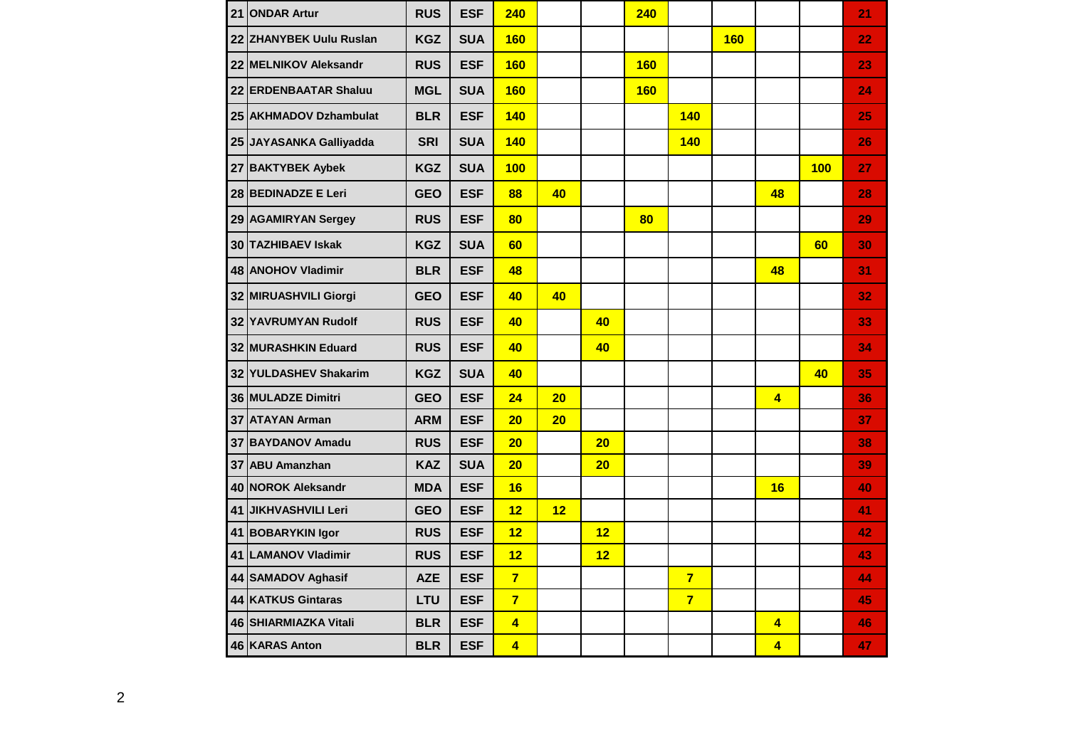| | | | | | | | | | | | | | |
|---|---|---|---|---|---|---|---|---|---|---|---|---|---|
| 21 | ONDAR Artur | RUS | ESF | 240 | | | 240 | | | | | | 21 |
| 22 | ZHANYBEK Uulu Ruslan | KGZ | SUA | 160 | | | | | 160 | | | | 22 |
| 22 | MELNIKOV Aleksandr | RUS | ESF | 160 | | | 160 | | | | | | 23 |
| 22 | ERDENBAATAR Shaluu | MGL | SUA | 160 | | | 160 | | | | | | 24 |
| 25 | AKHMADOV Dzhambulat | BLR | ESF | 140 | | | | 140 | | | | | 25 |
| 25 | JAYASANKA Galliyadda | SRI | SUA | 140 | | | | 140 | | | | | 26 |
| 27 | BAKTYBEK Aybek | KGZ | SUA | 100 | | | | | | | 100 | | 27 |
| 28 | BEDINADZE E Leri | GEO | ESF | 88 | 40 | | | | | 48 | | | 28 |
| 29 | AGAMIRYAN Sergey | RUS | ESF | 80 | | | 80 | | | | | | 29 |
| 30 | TAZHIBAEV Iskak | KGZ | SUA | 60 | | | | | | | 60 | | 30 |
| 48 | ANOHOV Vladimir | BLR | ESF | 48 | | | | | | 48 | | | 31 |
| 32 | MIRUASHVILI Giorgi | GEO | ESF | 40 | 40 | | | | | | | | 32 |
| 32 | YAVRUMYAN Rudolf | RUS | ESF | 40 | | 40 | | | | | | | 33 |
| 32 | MURASHKIN Eduard | RUS | ESF | 40 | | 40 | | | | | | | 34 |
| 32 | YULDASHEV Shakarim | KGZ | SUA | 40 | | | | | | | 40 | | 35 |
| 36 | MULADZE Dimitri | GEO | ESF | 24 | 20 | | | | | 4 | | | 36 |
| 37 | ATAYAN Arman | ARM | ESF | 20 | 20 | | | | | | | | 37 |
| 37 | BAYDANOV Amadu | RUS | ESF | 20 | | 20 | | | | | | | 38 |
| 37 | ABU Amanzhan | KAZ | SUA | 20 | | 20 | | | | | | | 39 |
| 40 | NOROK Aleksandr | MDA | ESF | 16 | | | | | | 16 | | | 40 |
| 41 | JIKHVASHVILI Leri | GEO | ESF | 12 | 12 | | | | | | | | 41 |
| 41 | BOBARYKIN Igor | RUS | ESF | 12 | | 12 | | | | | | | 42 |
| 41 | LAMANOV Vladimir | RUS | ESF | 12 | | 12 | | | | | | | 43 |
| 44 | SAMADOV Aghasif | AZE | ESF | 7 | | | | 7 | | | | | 44 |
| 44 | KATKUS Gintaras | LTU | ESF | 7 | | | | 7 | | | | | 45 |
| 46 | SHIARMIAZKA Vitali | BLR | ESF | 4 | | | | | | 4 | | | 46 |
| 46 | KARAS Anton | BLR | ESF | 4 | | | | | | 4 | | | 47 |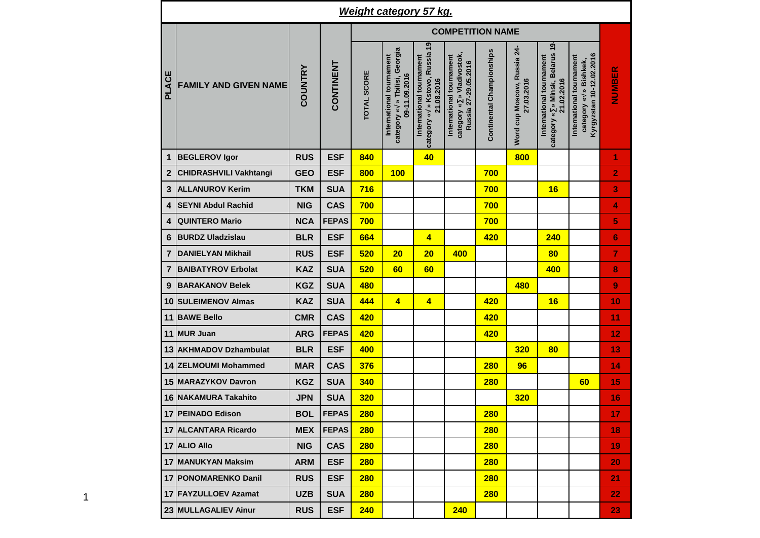## *Weight category 57 kg.*

| PLACE | FAMILY AND GIVEN NAME | COUNTRY | CONTINENT | COMPETITION NAME | | | | | | | | NUMBER |
|---|---|---|---|---|---|---|---|---|---|---|---|---|
| | | | | TOTAL SCORE | International tournament category «√» Tbilisi, Georgia 09-11.09.2016 | International tournament category «√» Kstovo, Russia 19-21.08.2016 | International tournament category «∑» Vladivostok, Russia 27-29.05.2016 | Continental Championships | Word cup Moscow, Russia 24-27.03.2016 | International tournament category «∑» Minsk, Belarus 19-21.02.2016 | International tournament category «√» Bishkek, Kyrgyzstan 10-12.02.2016 | |
| 1 | BEGLEROV Igor | RUS | ESF | 840 | | 40 | | | 800 | | | 1 |
| 2 | CHIDRASHVILI Vakhtangi | GEO | ESF | 800 | 100 | | | 700 | | | | 2 |
| 3 | ALLANUROV Kerim | TKM | SUA | 716 | | | | 700 | | 16 | | 3 |
| 4 | SEYNI Abdul Rachid | NIG | CAS | 700 | | | | 700 | | | | 4 |
| 4 | QUINTERO Mario | NCA | FEPAS | 700 | | | | 700 | | | | 5 |
| 6 | BURDZ Uladzislau | BLR | ESF | 664 | | 4 | | 420 | | 240 | | 6 |
| 7 | DANIELYAN Mikhail | RUS | ESF | 520 | 20 | 20 | 400 | | | 80 | | 7 |
| 7 | BAIBATYROV Erbolat | KAZ | SUA | 520 | 60 | 60 | | | | 400 | | 8 |
| 9 | BARAKANOV Belek | KGZ | SUA | 480 | | | | | 480 | | | 9 |
| 10 | SULEIMENOV Almas | KAZ | SUA | 444 | 4 | 4 | | 420 | | 16 | | 10 |
| 11 | BAWE Bello | CMR | CAS | 420 | | | | 420 | | | | 11 |
| 11 | MUR Juan | ARG | FEPAS | 420 | | | | 420 | | | | 12 |
| 13 | AKHMADOV Dzhambulat | BLR | ESF | 400 | | | | | 320 | 80 | | 13 |
| 14 | ZELMOUMI Mohammed | MAR | CAS | 376 | | | | 280 | 96 | | | 14 |
| 15 | MARAZYKOV Davron | KGZ | SUA | 340 | | | | 280 | | | 60 | 15 |
| 16 | NAKAMURA Takahito | JPN | SUA | 320 | | | | | 320 | | | 16 |
| 17 | PEINADO Edison | BOL | FEPAS | 280 | | | | 280 | | | | 17 |
| 17 | ALCANTARA Ricardo | MEX | FEPAS | 280 | | | | 280 | | | | 18 |
| 17 | ALIO Allo | NIG | CAS | 280 | | | | 280 | | | | 19 |
| 17 | MANUKYAN Maksim | ARM | ESF | 280 | | | | 280 | | | | 20 |
| 17 | PONOMARENKO Danil | RUS | ESF | 280 | | | | 280 | | | | 21 |
| 17 | FAYZULLOEV Azamat | UZB | SUA | 280 | | | | 280 | | | | 22 |
| 23 | MULLAGALIEV Ainur | RUS | ESF | 240 | | | 240 | | | | | 23 |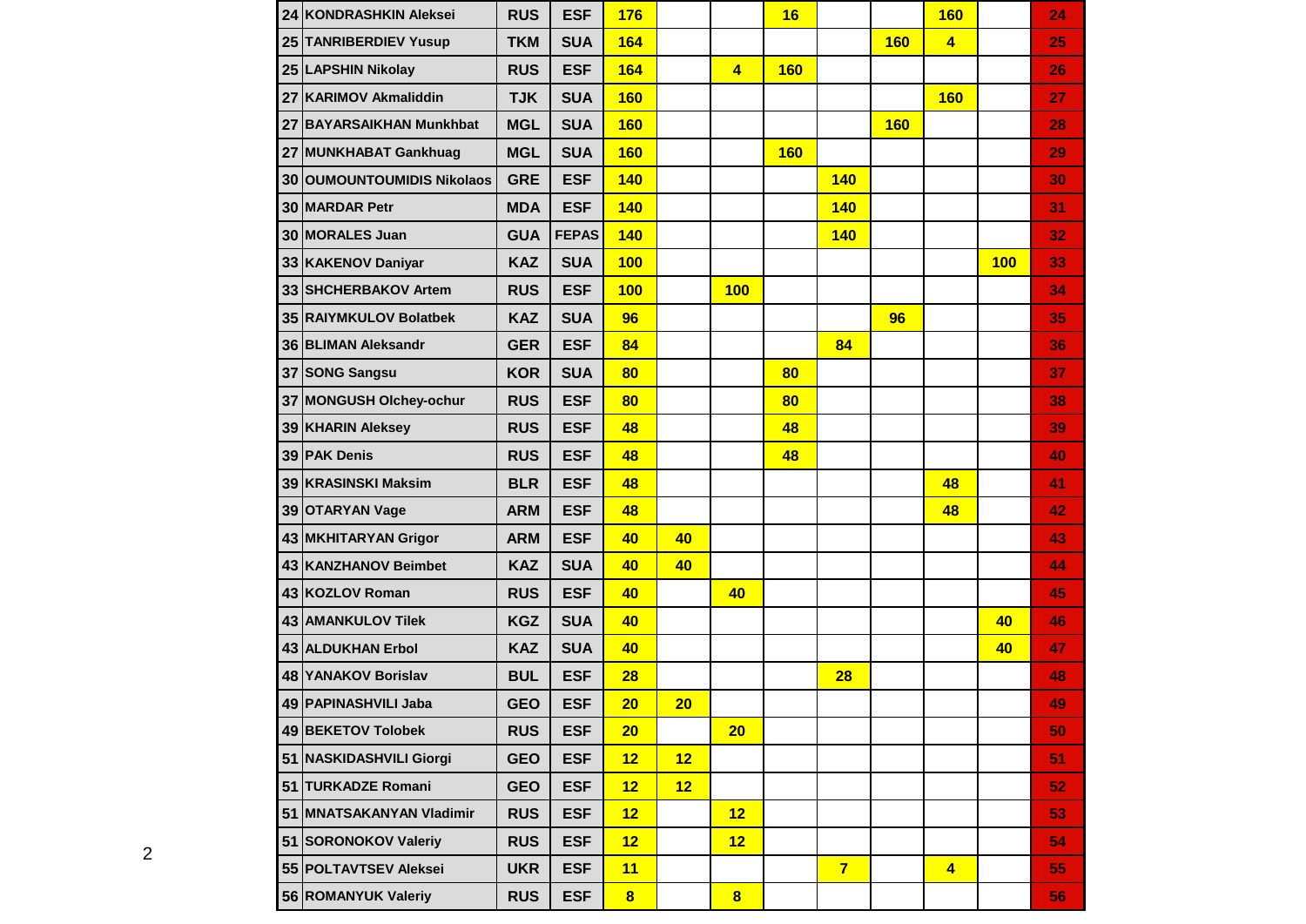| | | | | | | | | | | | | |
|---|---|---|---|---|---|---|---|---|---|---|---|---|
| 24 | KONDRASHKIN Aleksei | RUS | ESF | 176 | | | 16 | | | 160 | | 24 |
| 25 | TANRIBERDIEV Yusup | TKM | SUA | 164 | | | | | 160 | 4 | | 25 |
| 25 | LAPSHIN Nikolay | RUS | ESF | 164 | | 4 | 160 | | | | | 26 |
| 27 | KARIMOV Akmaliddin | TJK | SUA | 160 | | | | | | 160 | | 27 |
| 27 | BAYARSAIKHAN Munkhbat | MGL | SUA | 160 | | | | | 160 | | | 28 |
| 27 | MUNKHABAT Gankhuag | MGL | SUA | 160 | | | 160 | | | | | 29 |
| 30 | OUMOUNTOUMIDIS Nikolaos | GRE | ESF | 140 | | | | 140 | | | | 30 |
| 30 | MARDAR Petr | MDA | ESF | 140 | | | | 140 | | | | 31 |
| 30 | MORALES Juan | GUA | FEPAS | 140 | | | | 140 | | | | 32 |
| 33 | KAKENOV Daniyar | KAZ | SUA | 100 | | | | | | | 100 | 33 |
| 33 | SHCHERBAKOV Artem | RUS | ESF | 100 | | 100 | | | | | | 34 |
| 35 | RAIYMKULOV Bolatbek | KAZ | SUA | 96 | | | | | 96 | | | 35 |
| 36 | BLIMAN Aleksandr | GER | ESF | 84 | | | | 84 | | | | 36 |
| 37 | SONG Sangsu | KOR | SUA | 80 | | | 80 | | | | | 37 |
| 37 | MONGUSH Olchey-ochur | RUS | ESF | 80 | | | 80 | | | | | 38 |
| 39 | KHARIN Aleksey | RUS | ESF | 48 | | | 48 | | | | | 39 |
| 39 | PAK Denis | RUS | ESF | 48 | | | 48 | | | | | 40 |
| 39 | KRASINSKI Maksim | BLR | ESF | 48 | | | | | | 48 | | 41 |
| 39 | OTARYAN Vage | ARM | ESF | 48 | | | | | | 48 | | 42 |
| 43 | MKHITARYAN Grigor | ARM | ESF | 40 | 40 | | | | | | | 43 |
| 43 | KANZHANOV Beimbet | KAZ | SUA | 40 | 40 | | | | | | | 44 |
| 43 | KOZLOV Roman | RUS | ESF | 40 | | 40 | | | | | | 45 |
| 43 | AMANKULOV Tilek | KGZ | SUA | 40 | | | | | | | 40 | 46 |
| 43 | ALDUKHAN Erbol | KAZ | SUA | 40 | | | | | | | 40 | 47 |
| 48 | YANAKOV Borislav | BUL | ESF | 28 | | | | 28 | | | | 48 |
| 49 | PAPINASHVILI Jaba | GEO | ESF | 20 | 20 | | | | | | | 49 |
| 49 | BEKETOV Tolobek | RUS | ESF | 20 | | 20 | | | | | | 50 |
| 51 | NASKIDASHVILI Giorgi | GEO | ESF | 12 | 12 | | | | | | | 51 |
| 51 | TURKADZE Romani | GEO | ESF | 12 | 12 | | | | | | | 52 |
| 51 | MNATSAKANYAN Vladimir | RUS | ESF | 12 | | 12 | | | | | | 53 |
| 51 | SORONOKOV Valeriy | RUS | ESF | 12 | | 12 | | | | | | 54 |
| 55 | POLTAVTSEV Aleksei | UKR | ESF | 11 | | | | 7 | | 4 | | 55 |
| 56 | ROMANYUK Valeriy | RUS | ESF | 8 | | 8 | | | | | | 56 |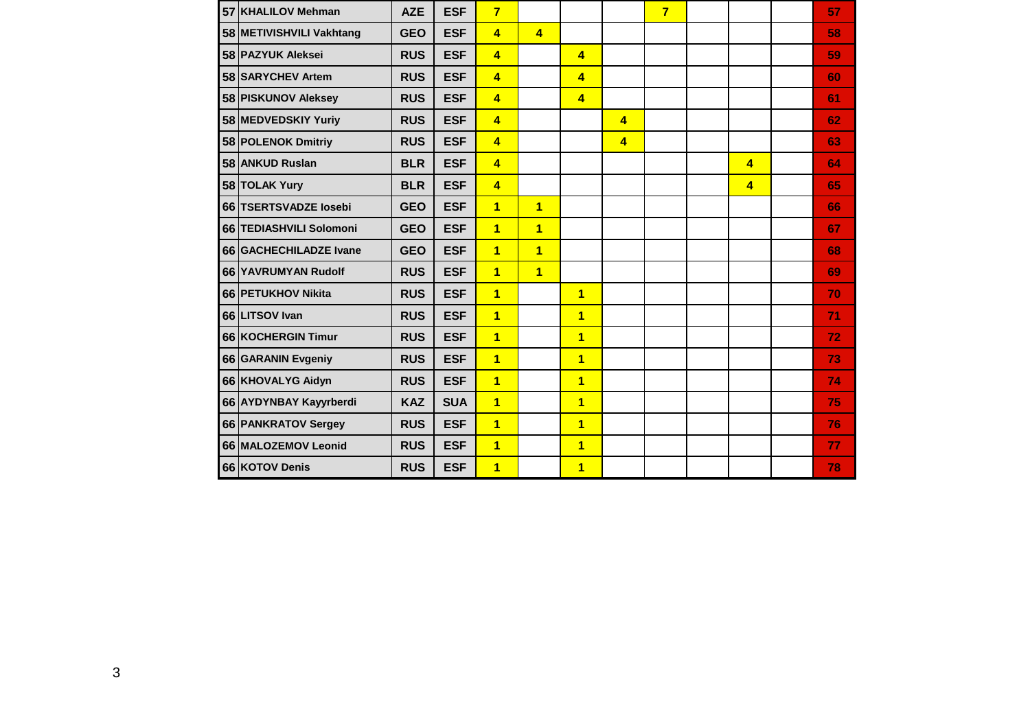| | | | | | | | | | | | | |
|---|---|---|---|---|---|---|---|---|---|---|---|---|
| 57 | KHALILOV Mehman | AZE | ESF | 7 | | | | 7 | | | | 57 |
| 58 | METIVISHVILI Vakhtang | GEO | ESF | 4 | 4 | | | | | | | 58 |
| 58 | PAZYUK Aleksei | RUS | ESF | 4 | | 4 | | | | | | 59 |
| 58 | SARYCHEV Artem | RUS | ESF | 4 | | 4 | | | | | | 60 |
| 58 | PISKUNOV Aleksey | RUS | ESF | 4 | | 4 | | | | | | 61 |
| 58 | MEDVEDSKIY Yuriy | RUS | ESF | 4 | | | 4 | | | | | 62 |
| 58 | POLENOK Dmitriy | RUS | ESF | 4 | | | 4 | | | | | 63 |
| 58 | ANKUD Ruslan | BLR | ESF | 4 | | | | | | 4 | | 64 |
| 58 | TOLAK Yury | BLR | ESF | 4 | | | | | | 4 | | 65 |
| 66 | TSERTSVADZE Iosebi | GEO | ESF | 1 | 1 | | | | | | | 66 |
| 66 | TEDIASHVILI Solomoni | GEO | ESF | 1 | 1 | | | | | | | 67 |
| 66 | GACHECHILADZE Ivane | GEO | ESF | 1 | 1 | | | | | | | 68 |
| 66 | YAVRUMYAN Rudolf | RUS | ESF | 1 | 1 | | | | | | | 69 |
| 66 | PETUKHOV Nikita | RUS | ESF | 1 | | 1 | | | | | | 70 |
| 66 | LITSOV Ivan | RUS | ESF | 1 | | 1 | | | | | | 71 |
| 66 | KOCHERGIN Timur | RUS | ESF | 1 | | 1 | | | | | | 72 |
| 66 | GARANIN Evgeniy | RUS | ESF | 1 | | 1 | | | | | | 73 |
| 66 | KHOVALYG Aidyn | RUS | ESF | 1 | | 1 | | | | | | 74 |
| 66 | AYDYNBAY Kayyrberdi | KAZ | SUA | 1 | | 1 | | | | | | 75 |
| 66 | PANKRATOV Sergey | RUS | ESF | 1 | | 1 | | | | | | 76 |
| 66 | MALOZEMOV Leonid | RUS | ESF | 1 | | 1 | | | | | | 77 |
| 66 | KOTOV Denis | RUS | ESF | 1 | | 1 | | | | | | 78 |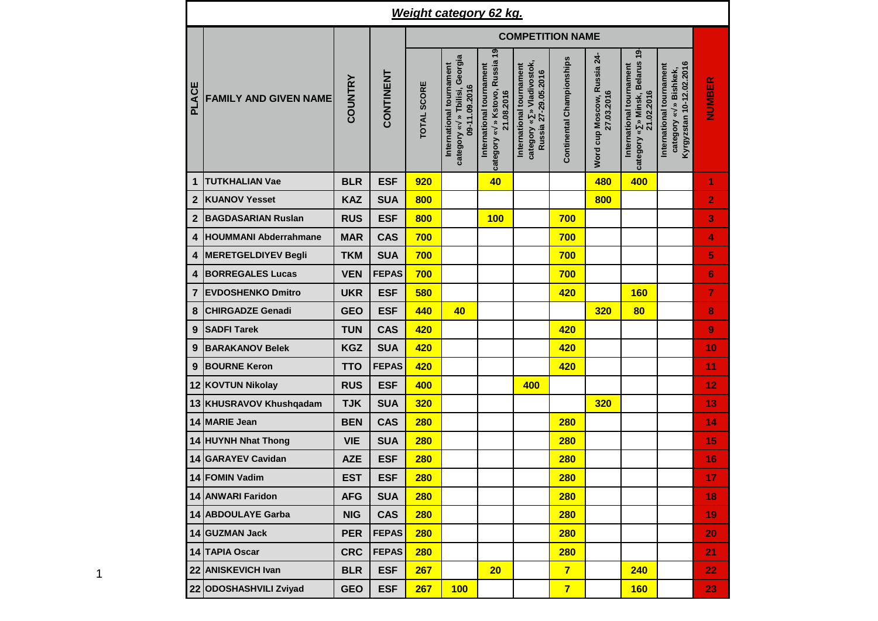**Weight category 62 kg.**

| PLACE | FAMILY AND GIVEN NAME | COUNTRY | CONTINENT | COMPETITION NAME | | | | | | | | NUMBER |
|---|---|---|---|---|---|---|---|---|---|---|---|---|
| | | | | TOTAL SCORE | International tournament category «√» Tbilisi, Georgia 09-11.09.2016 | International tournament category «√» Kstovo, Russia 19-21.08.2016 | International tournament category «∑» Vladivostok, Russia 27-29.05.2016 | Continental Championships | Word cup Moscow, Russia 24-27.03.2016 | International tournament category «∑» Minsk, Belarus 19-21.02.2016 | International tournament category «√» Bishkek, Kyrgyzstan 10-12.02.2016 | |
| 1 | TUTKHALIAN Vae | BLR | ESF | 920 | | 40 | | | 480 | 400 | | 1 |
| 2 | KUANOV Yesset | KAZ | SUA | 800 | | | | | 800 | | | 2 |
| 2 | BAGDASARIAN Ruslan | RUS | ESF | 800 | | 100 | | 700 | | | | 3 |
| 4 | HOUMMANI Abderrahmane | MAR | CAS | 700 | | | | 700 | | | | 4 |
| 4 | MERETGELDIYEV Begli | TKM | SUA | 700 | | | | 700 | | | | 5 |
| 4 | BORREGALES Lucas | VEN | FEPAS | 700 | | | | 700 | | | | 6 |
| 7 | EVDOSHENKO Dmitro | UKR | ESF | 580 | | | | 420 | | 160 | | 7 |
| 8 | CHIRGADZE Genadi | GEO | ESF | 440 | 40 | | | | 320 | 80 | | 8 |
| 9 | SADFI Tarek | TUN | CAS | 420 | | | | 420 | | | | 9 |
| 9 | BARAKANOV Belek | KGZ | SUA | 420 | | | | 420 | | | | 10 |
| 9 | BOURNE Keron | TTO | FEPAS | 420 | | | | 420 | | | | 11 |
| 12 | KOVTUN Nikolay | RUS | ESF | 400 | | | 400 | | | | | 12 |
| 13 | KHUSRAVOV Khushqadam | TJK | SUA | 320 | | | | | 320 | | | 13 |
| 14 | MARIE Jean | BEN | CAS | 280 | | | | 280 | | | | 14 |
| 14 | HUYNH Nhat Thong | VIE | SUA | 280 | | | | 280 | | | | 15 |
| 14 | GARAYEV Cavidan | AZE | ESF | 280 | | | | 280 | | | | 16 |
| 14 | FOMIN Vadim | EST | ESF | 280 | | | | 280 | | | | 17 |
| 14 | ANWARI Faridon | AFG | SUA | 280 | | | | 280 | | | | 18 |
| 14 | ABDOULAYE Garba | NIG | CAS | 280 | | | | 280 | | | | 19 |
| 14 | GUZMAN Jack | PER | FEPAS | 280 | | | | 280 | | | | 20 |
| 14 | TAPIA Oscar | CRC | FEPAS | 280 | | | | 280 | | | | 21 |
| 22 | ANISKEVICH Ivan | BLR | ESF | 267 | | 20 | | 7 | | 240 | | 22 |
| 22 | ODOSHASHVILI Zviyad | GEO | ESF | 267 | 100 | | | 7 | | 160 | | 23 |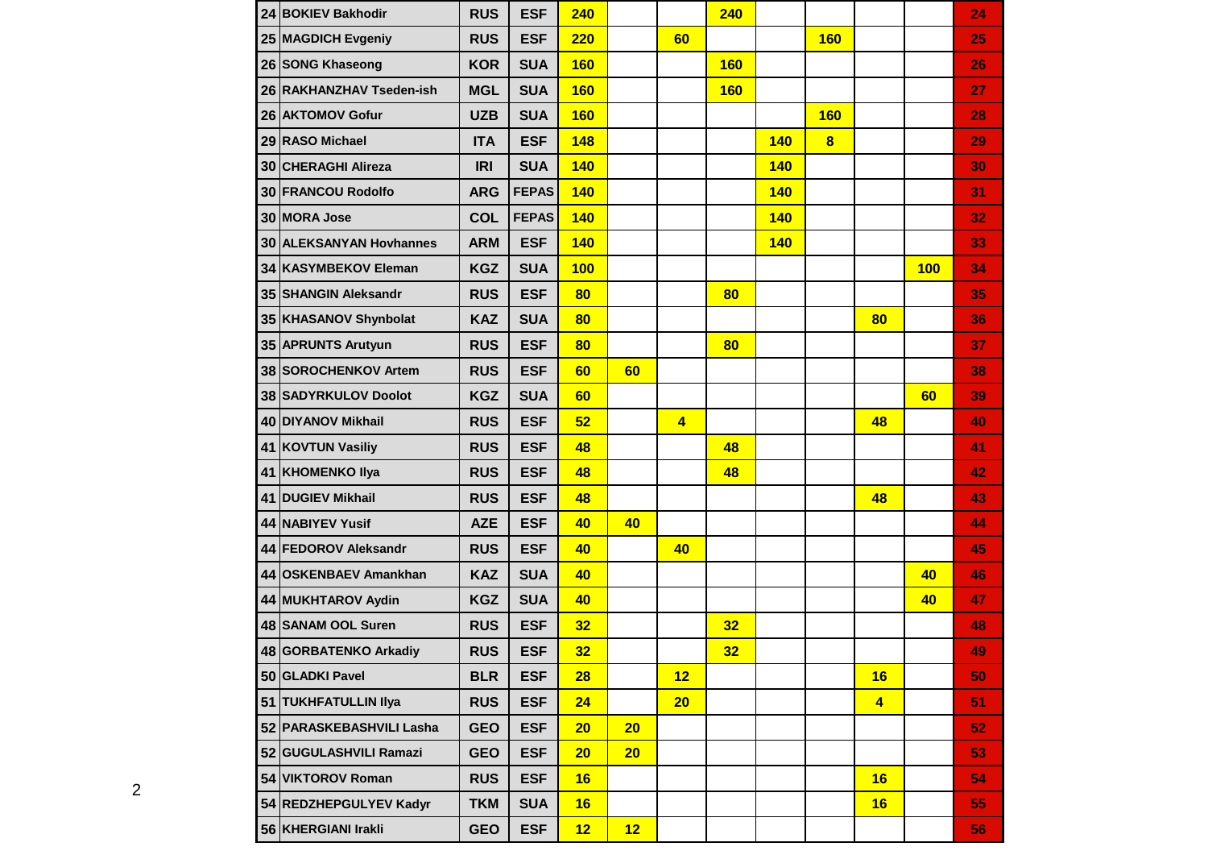| | | | | | | | | | | | | | |
|---|---|---|---|---|---|---|---|---|---|---|---|---|---|
| 24 | BOKIEV Bakhodir | RUS | ESF | 240 | | | 240 | | | | | 24 |
| 25 | MAGDICH Evgeniy | RUS | ESF | 220 | | 60 | | | 160 | | | 25 |
| 26 | SONG Khaseong | KOR | SUA | 160 | | | 160 | | | | | 26 |
| 26 | RAKHANZHAV Tseden-ish | MGL | SUA | 160 | | | 160 | | | | | 27 |
| 26 | AKTOMOV Gofur | UZB | SUA | 160 | | | | | 160 | | | 28 |
| 29 | RASO Michael | ITA | ESF | 148 | | | | 140 | 8 | | | 29 |
| 30 | CHERAGHI Alireza | IRI | SUA | 140 | | | | 140 | | | | 30 |
| 30 | FRANCOU Rodolfo | ARG | FEPAS | 140 | | | | 140 | | | | 31 |
| 30 | MORA Jose | COL | FEPAS | 140 | | | | 140 | | | | 32 |
| 30 | ALEKSANYAN Hovhannes | ARM | ESF | 140 | | | | 140 | | | | 33 |
| 34 | KASYMBEKOV Eleman | KGZ | SUA | 100 | | | | | | | 100 | 34 |
| 35 | SHANGIN Aleksandr | RUS | ESF | 80 | | | 80 | | | | | 35 |
| 35 | KHASANOV Shynbolat | KAZ | SUA | 80 | | | | | | 80 | | 36 |
| 35 | APRUNTS Arutyun | RUS | ESF | 80 | | | 80 | | | | | 37 |
| 38 | SOROCHENKOV Artem | RUS | ESF | 60 | 60 | | | | | | | 38 |
| 38 | SADYRKULOV Doolot | KGZ | SUA | 60 | | | | | | | 60 | 39 |
| 40 | DIYANOV Mikhail | RUS | ESF | 52 | | 4 | | | | 48 | | 40 |
| 41 | KOVTUN Vasiliy | RUS | ESF | 48 | | | 48 | | | | | 41 |
| 41 | KHOMENKO Ilya | RUS | ESF | 48 | | | 48 | | | | | 42 |
| 41 | DUGIEV Mikhail | RUS | ESF | 48 | | | | | | 48 | | 43 |
| 44 | NABIYEV Yusif | AZE | ESF | 40 | 40 | | | | | | | 44 |
| 44 | FEDOROV Aleksandr | RUS | ESF | 40 | | 40 | | | | | | 45 |
| 44 | OSKENBAEV Amankhan | KAZ | SUA | 40 | | | | | | | 40 | 46 |
| 44 | MUKHTAROV Aydin | KGZ | SUA | 40 | | | | | | | 40 | 47 |
| 48 | SANAM OOL Suren | RUS | ESF | 32 | | | 32 | | | | | 48 |
| 48 | GORBATENKO Arkadiy | RUS | ESF | 32 | | | 32 | | | | | 49 |
| 50 | GLADKI Pavel | BLR | ESF | 28 | | 12 | | | | 16 | | 50 |
| 51 | TUKHFATULLIN Ilya | RUS | ESF | 24 | | 20 | | | | 4 | | 51 |
| 52 | PARASKEBASHVILI Lasha | GEO | ESF | 20 | 20 | | | | | | | 52 |
| 52 | GUGULASHVILI Ramazi | GEO | ESF | 20 | 20 | | | | | | | 53 |
| 54 | VIKTOROV Roman | RUS | ESF | 16 | | | | | | 16 | | 54 |
| 54 | REDZHEPGULYEV Kadyr | TKM | SUA | 16 | | | | | | 16 | | 55 |
| 56 | KHERGIANI Irakli | GEO | ESF | 12 | 12 | | | | | | | 56 |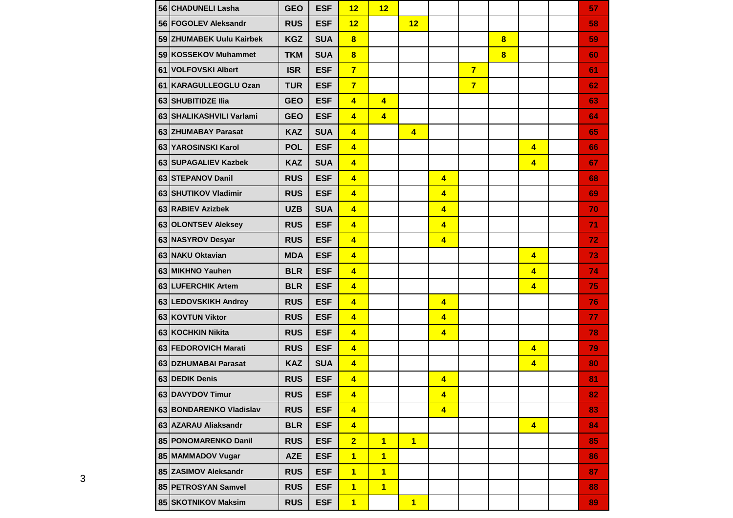| | | | | | | | | | | | | |
|---|---|---|---|---|---|---|---|---|---|---|---|---|
| 56 | CHADUNELI Lasha | GEO | ESF | 12 | 12 | | | | | | | 57 |
| 56 | FOGOLEV Aleksandr | RUS | ESF | 12 | | 12 | | | | | | 58 |
| 59 | ZHUMABEK Uulu Kairbek | KGZ | SUA | 8 | | | | | 8 | | | 59 |
| 59 | KOSSEKOV Muhammet | TKM | SUA | 8 | | | | | 8 | | | 60 |
| 61 | VOLFOVSKI Albert | ISR | ESF | 7 | | | | 7 | | | | 61 |
| 61 | KARAGULLEOGLU Ozan | TUR | ESF | 7 | | | | 7 | | | | 62 |
| 63 | SHUBITIDZE Ilia | GEO | ESF | 4 | 4 | | | | | | | 63 |
| 63 | SHALIKASHVILI Varlami | GEO | ESF | 4 | 4 | | | | | | | 64 |
| 63 | ZHUMABAY Parasat | KAZ | SUA | 4 | | 4 | | | | | | 65 |
| 63 | YAROSINSKI Karol | POL | ESF | 4 | | | | | | 4 | | 66 |
| 63 | SUPAGALIEV Kazbek | KAZ | SUA | 4 | | | | | | 4 | | 67 |
| 63 | STEPANOV Danil | RUS | ESF | 4 | | | 4 | | | | | 68 |
| 63 | SHUTIKOV Vladimir | RUS | ESF | 4 | | | 4 | | | | | 69 |
| 63 | RABIEV Azizbek | UZB | SUA | 4 | | | 4 | | | | | 70 |
| 63 | OLONTSEV Aleksey | RUS | ESF | 4 | | | 4 | | | | | 71 |
| 63 | NASYROV Desyar | RUS | ESF | 4 | | | 4 | | | | | 72 |
| 63 | NAKU Oktavian | MDA | ESF | 4 | | | | | | 4 | | 73 |
| 63 | MIKHNO Yauhen | BLR | ESF | 4 | | | | | | 4 | | 74 |
| 63 | LUFERCHIK Artem | BLR | ESF | 4 | | | | | | 4 | | 75 |
| 63 | LEDOVSKIKH Andrey | RUS | ESF | 4 | | | 4 | | | | | 76 |
| 63 | KOVTUN Viktor | RUS | ESF | 4 | | | 4 | | | | | 77 |
| 63 | KOCHKIN Nikita | RUS | ESF | 4 | | | 4 | | | | | 78 |
| 63 | FEDOROVICH Marati | RUS | ESF | 4 | | | | | | 4 | | 79 |
| 63 | DZHUMABAI Parasat | KAZ | SUA | 4 | | | | | | 4 | | 80 |
| 63 | DEDIK Denis | RUS | ESF | 4 | | | 4 | | | | | 81 |
| 63 | DAVYDOV Timur | RUS | ESF | 4 | | | 4 | | | | | 82 |
| 63 | BONDARENKO Vladislav | RUS | ESF | 4 | | | 4 | | | | | 83 |
| 63 | AZARAU Aliaksandr | BLR | ESF | 4 | | | | | | 4 | | 84 |
| 85 | PONOMARENKO Danil | RUS | ESF | 2 | 1 | 1 | | | | | | 85 |
| 85 | MAMMADOV Vugar | AZE | ESF | 1 | 1 | | | | | | | 86 |
| 85 | ZASIMOV Aleksandr | RUS | ESF | 1 | 1 | | | | | | | 87 |
| 85 | PETROSYAN Samvel | RUS | ESF | 1 | 1 | | | | | | | 88 |
| 85 | SKOTNIKOV Maksim | RUS | ESF | 1 | | 1 | | | | | | 89 |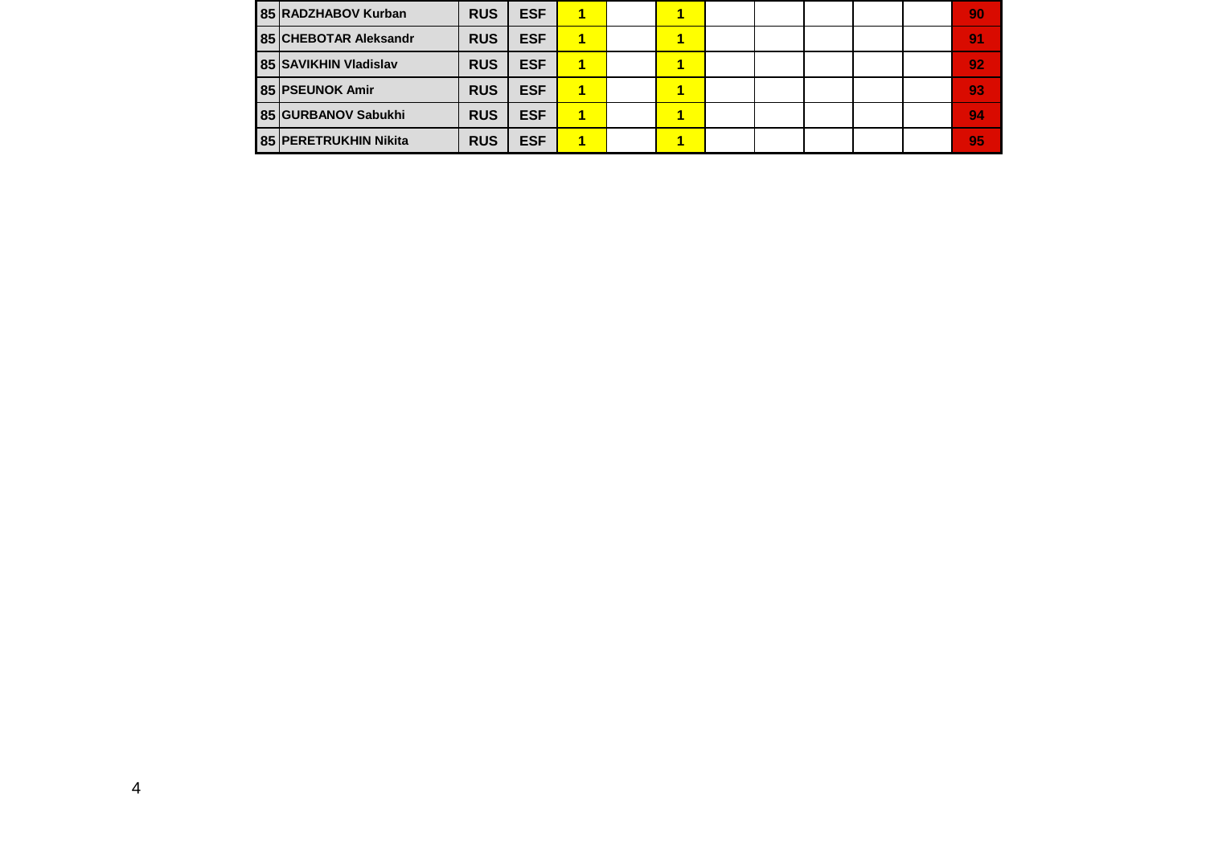| | | | | | | | | | | | | |
|---|---|---|---|---|---|---|---|---|---|---|---|---|
| 85 | RADZHABOV Kurban | RUS | ESF | 1 | | 1 | | | | | | 90 |
| 85 | CHEBOTAR Aleksandr | RUS | ESF | 1 | | 1 | | | | | | 91 |
| 85 | SAVIKHIN Vladislav | RUS | ESF | 1 | | 1 | | | | | | 92 |
| 85 | PSEUNOK Amir | RUS | ESF | 1 | | 1 | | | | | | 93 |
| 85 | GURBANOV Sabukhi | RUS | ESF | 1 | | 1 | | | | | | 94 |
| 85 | PERETRUKHIN Nikita | RUS | ESF | 1 | | 1 | | | | | | 95 |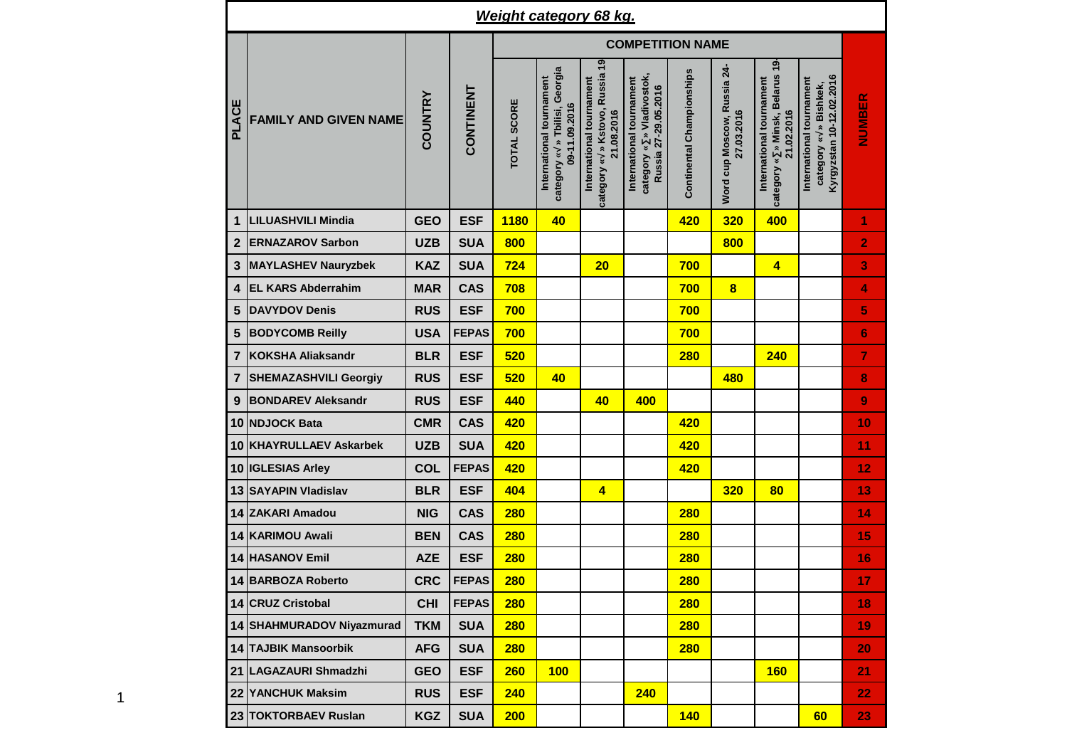## *Weight category 68 kg.*

| PLACE | FAMILY AND GIVEN NAME | COUNTRY | CONTINENT | COMPETITION NAME | | | | | | | | NUMBER |
|---|---|---|---|---|---|---|---|---|---|---|---|---|
| | | | | TOTAL SCORE | International tournament category «√» Tbilisi, Georgia 09-11.09.2016 | International tournament category «√» Kstovo, Russia 19-21.08.2016 | International tournament category «∑» Vladivostok, Russia 27-29.05.2016 | Continental Championships | Word cup Moscow, Russia 24-27.03.2016 | International tournament category «∑» Minsk, Belarus 19-21.02.2016 | International tournament category «√» Bishkek, Kyrgyzstan 10-12.02.2016 | |
| 1 | LILUASHVILI Mindia | GEO | ESF | 1180 | 40 | | | 420 | 320 | 400 | | 1 |
| 2 | ERNAZAROV Sarbon | UZB | SUA | 800 | | | | | 800 | | | 2 |
| 3 | MAYLASHEV Nauryzbek | KAZ | SUA | 724 | | 20 | | 700 | | 4 | | 3 |
| 4 | EL KARS Abderrahim | MAR | CAS | 708 | | | | 700 | 8 | | | 4 |
| 5 | DAVYDOV Denis | RUS | ESF | 700 | | | | 700 | | | | 5 |
| 5 | BODYCOMB Reilly | USA | FEPAS | 700 | | | | 700 | | | | 6 |
| 7 | KOKSHA Aliaksandr | BLR | ESF | 520 | | | | 280 | | 240 | | 7 |
| 7 | SHEMAZASHVILI Georgiy | RUS | ESF | 520 | 40 | | | | 480 | | | 8 |
| 9 | BONDAREV Aleksandr | RUS | ESF | 440 | | 40 | 400 | | | | | 9 |
| 10 | NDJOCK Bata | CMR | CAS | 420 | | | | 420 | | | | 10 |
| 10 | KHAYRULLAEV Askarbek | UZB | SUA | 420 | | | | 420 | | | | 11 |
| 10 | IGLESIAS Arley | COL | FEPAS | 420 | | | | 420 | | | | 12 |
| 13 | SAYAPIN Vladislav | BLR | ESF | 404 | | 4 | | | 320 | 80 | | 13 |
| 14 | ZAKARI Amadou | NIG | CAS | 280 | | | | 280 | | | | 14 |
| 14 | KARIMOU Awali | BEN | CAS | 280 | | | | 280 | | | | 15 |
| 14 | HASANOV Emil | AZE | ESF | 280 | | | | 280 | | | | 16 |
| 14 | BARBOZA Roberto | CRC | FEPAS | 280 | | | | 280 | | | | 17 |
| 14 | CRUZ Cristobal | CHI | FEPAS | 280 | | | | 280 | | | | 18 |
| 14 | SHAHMURADOV Niyazmurad | TKM | SUA | 280 | | | | 280 | | | | 19 |
| 14 | TAJBIK Mansoorbik | AFG | SUA | 280 | | | | 280 | | | | 20 |
| 21 | LAGAZAURI Shmadzhi | GEO | ESF | 260 | 100 | | | | | 160 | | 21 |
| 22 | YANCHUK Maksim | RUS | ESF | 240 | | | 240 | | | | | 22 |
| 23 | TOKTORBAEV Ruslan | KGZ | SUA | 200 | | | | 140 | | | 60 | 23 |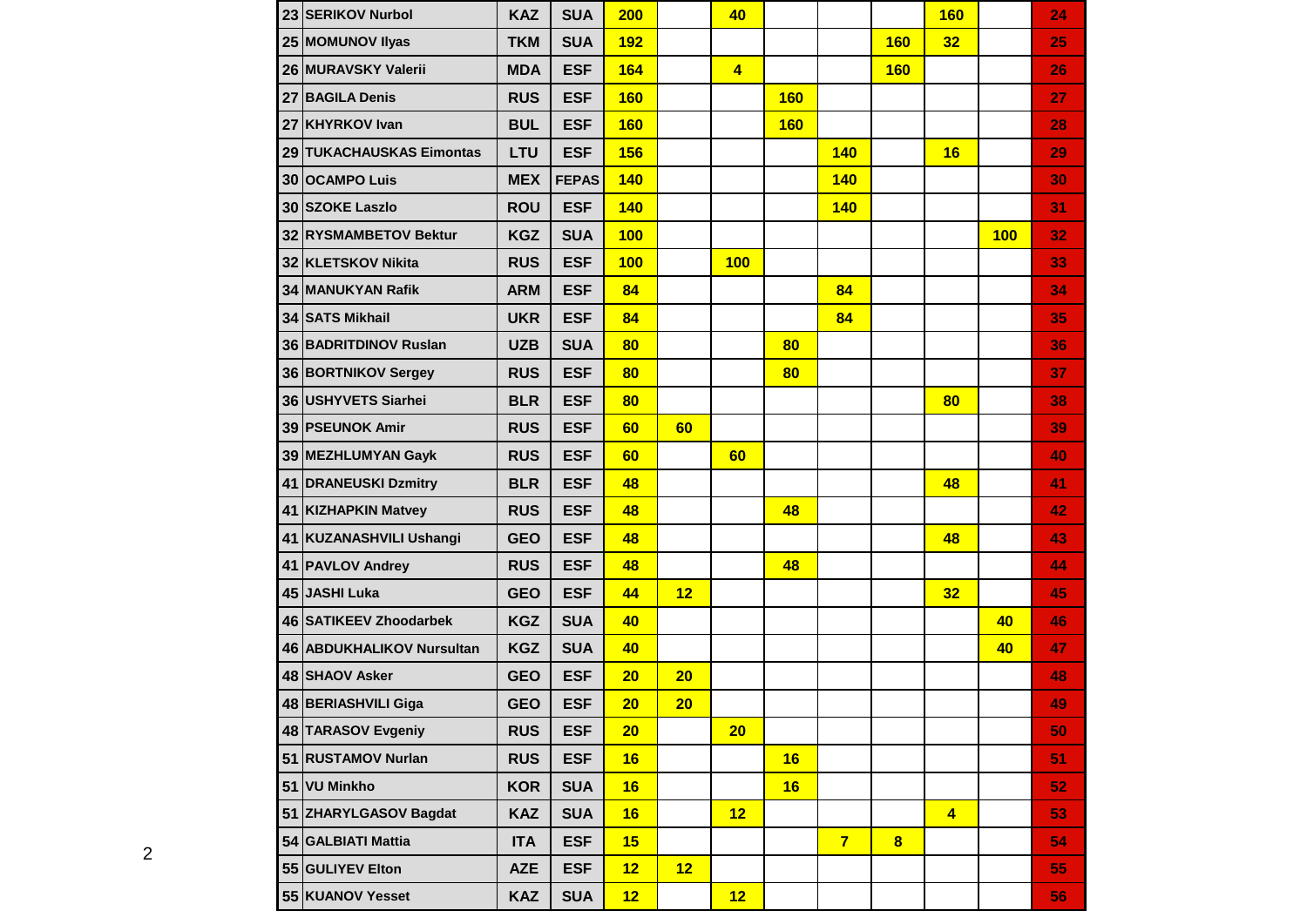| | | | | | | | | | | | | |
|---|---|---|---|---|---|---|---|---|---|---|---|---|
| 23 | SERIKOV Nurbol | KAZ | SUA | 200 | | 40 | | | | 160 | | 24 |
| 25 | MOMUNOV Ilyas | TKM | SUA | 192 | | | | | 160 | 32 | | 25 |
| 26 | MURAVSKY Valerii | MDA | ESF | 164 | | 4 | | | 160 | | | 26 |
| 27 | BAGILA Denis | RUS | ESF | 160 | | | 160 | | | | | 27 |
| 27 | KHYRKOV Ivan | BUL | ESF | 160 | | | 160 | | | | | 28 |
| 29 | TUKACHAUSKAS Eimontas | LTU | ESF | 156 | | | | 140 | | 16 | | 29 |
| 30 | OCAMPO Luis | MEX | FEPAS | 140 | | | | 140 | | | | 30 |
| 30 | SZOKE Laszlo | ROU | ESF | 140 | | | | 140 | | | | 31 |
| 32 | RYSMAMBETOV Bektur | KGZ | SUA | 100 | | | | | | | 100 | 32 |
| 32 | KLETSKOV Nikita | RUS | ESF | 100 | | 100 | | | | | | 33 |
| 34 | MANUKYAN Rafik | ARM | ESF | 84 | | | | 84 | | | | 34 |
| 34 | SATS Mikhail | UKR | ESF | 84 | | | | 84 | | | | 35 |
| 36 | BADRITDINOV Ruslan | UZB | SUA | 80 | | | 80 | | | | | 36 |
| 36 | BORTNIKOV Sergey | RUS | ESF | 80 | | | 80 | | | | | 37 |
| 36 | USHYVETS Siarhei | BLR | ESF | 80 | | | | | | 80 | | 38 |
| 39 | PSEUNOK Amir | RUS | ESF | 60 | 60 | | | | | | | 39 |
| 39 | MEZHLUMYAN Gayk | RUS | ESF | 60 | | 60 | | | | | | 40 |
| 41 | DRANEUSKI Dzmitry | BLR | ESF | 48 | | | | | | 48 | | 41 |
| 41 | KIZHAPKIN Matvey | RUS | ESF | 48 | | | 48 | | | | | 42 |
| 41 | KUZANASHVILI Ushangi | GEO | ESF | 48 | | | | | | 48 | | 43 |
| 41 | PAVLOV Andrey | RUS | ESF | 48 | | | 48 | | | | | 44 |
| 45 | JASHI Luka | GEO | ESF | 44 | 12 | | | | | 32 | | 45 |
| 46 | SATIKEEV Zhoodarbek | KGZ | SUA | 40 | | | | | | | 40 | 46 |
| 46 | ABDUKHALIKOV Nursultan | KGZ | SUA | 40 | | | | | | | 40 | 47 |
| 48 | SHAOV Asker | GEO | ESF | 20 | 20 | | | | | | | 48 |
| 48 | BERIASHVILI Giga | GEO | ESF | 20 | 20 | | | | | | | 49 |
| 48 | TARASOV Evgeniy | RUS | ESF | 20 | | 20 | | | | | | 50 |
| 51 | RUSTAMOV Nurlan | RUS | ESF | 16 | | | 16 | | | | | 51 |
| 51 | VU Minkho | KOR | SUA | 16 | | | 16 | | | | | 52 |
| 51 | ZHARYLGASOV Bagdat | KAZ | SUA | 16 | | 12 | | | | 4 | | 53 |
| 54 | GALBIATI Mattia | ITA | ESF | 15 | | | | 7 | 8 | | | 54 |
| 55 | GULIYEV Elton | AZE | ESF | 12 | 12 | | | | | | | 55 |
| 55 | KUANOV Yesset | KAZ | SUA | 12 | | 12 | | | | | | 56 |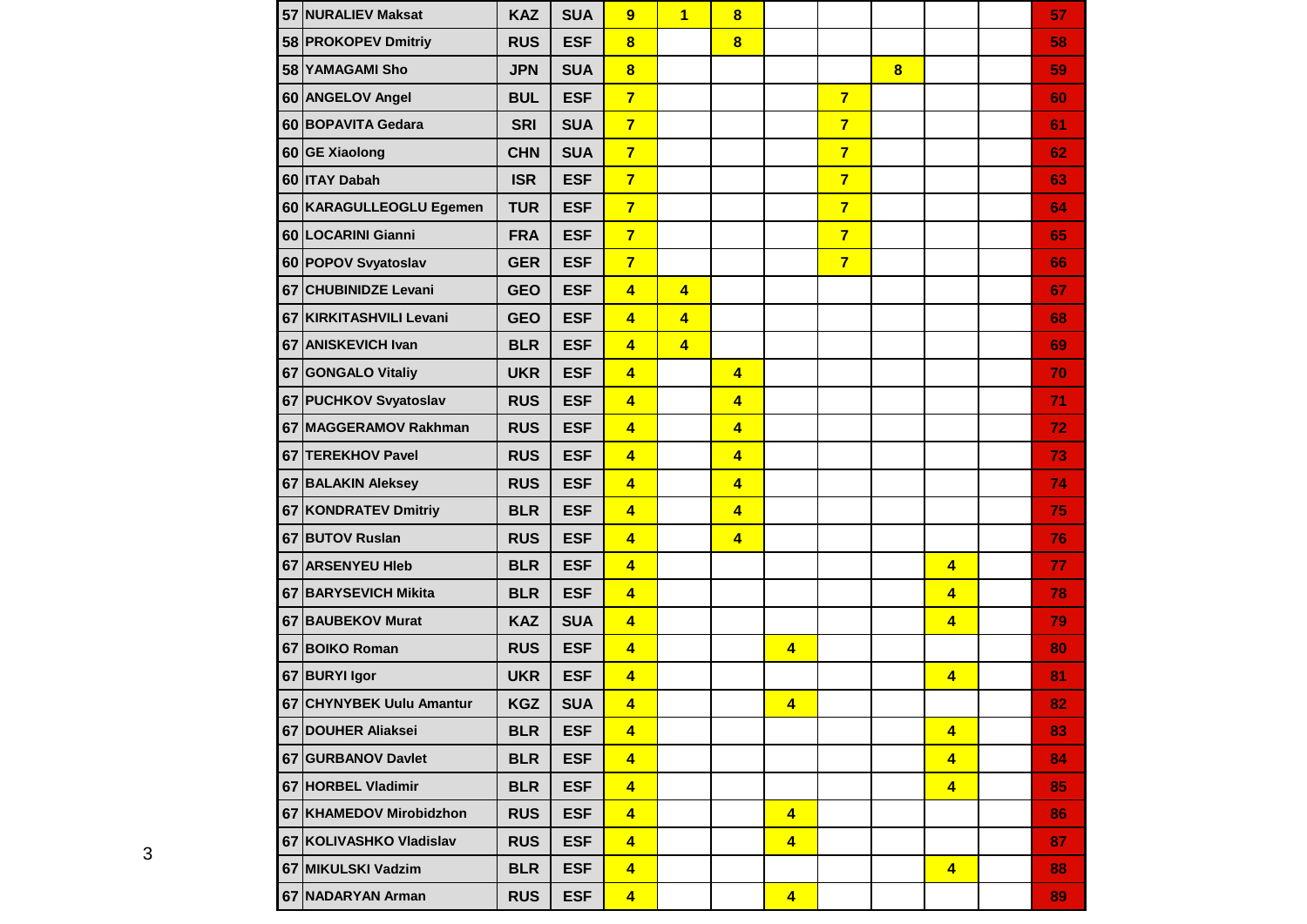| | | | | | | | | | | | | |
|---|---|---|---|---|---|---|---|---|---|---|---|---|
| 57 | NURALIEV Maksat | KAZ | SUA | 9 | 1 | 8 | | | | | | 57 |
| 58 | PROKOPEV Dmitriy | RUS | ESF | 8 | | 8 | | | | | | 58 |
| 58 | YAMAGAMI Sho | JPN | SUA | 8 | | | | | 8 | | | 59 |
| 60 | ANGELOV Angel | BUL | ESF | 7 | | | | 7 | | | | 60 |
| 60 | BOPAVITA Gedara | SRI | SUA | 7 | | | | 7 | | | | 61 |
| 60 | GE Xiaolong | CHN | SUA | 7 | | | | 7 | | | | 62 |
| 60 | ITAY Dabah | ISR | ESF | 7 | | | | 7 | | | | 63 |
| 60 | KARAGULLEOGLU Egemen | TUR | ESF | 7 | | | | 7 | | | | 64 |
| 60 | LOCARINI Gianni | FRA | ESF | 7 | | | | 7 | | | | 65 |
| 60 | POPOV Svyatoslav | GER | ESF | 7 | | | | 7 | | | | 66 |
| 67 | CHUBINIDZE Levani | GEO | ESF | 4 | 4 | | | | | | | 67 |
| 67 | KIRKITASHVILI Levani | GEO | ESF | 4 | 4 | | | | | | | 68 |
| 67 | ANISKEVICH Ivan | BLR | ESF | 4 | 4 | | | | | | | 69 |
| 67 | GONGALO Vitaliy | UKR | ESF | 4 | | 4 | | | | | | 70 |
| 67 | PUCHKOV Svyatoslav | RUS | ESF | 4 | | 4 | | | | | | 71 |
| 67 | MAGGERAMOV Rakhman | RUS | ESF | 4 | | 4 | | | | | | 72 |
| 67 | TEREKHOV Pavel | RUS | ESF | 4 | | 4 | | | | | | 73 |
| 67 | BALAKIN Aleksey | RUS | ESF | 4 | | 4 | | | | | | 74 |
| 67 | KONDRATEV Dmitriy | BLR | ESF | 4 | | 4 | | | | | | 75 |
| 67 | BUTOV Ruslan | RUS | ESF | 4 | | 4 | | | | | | 76 |
| 67 | ARSENYEU Hleb | BLR | ESF | 4 | | | | | | 4 | | 77 |
| 67 | BARYSEVICH Mikita | BLR | ESF | 4 | | | | | | 4 | | 78 |
| 67 | BAUBEKOV Murat | KAZ | SUA | 4 | | | | | | 4 | | 79 |
| 67 | BOIKO Roman | RUS | ESF | 4 | | | 4 | | | | | 80 |
| 67 | BURYI Igor | UKR | ESF | 4 | | | | | | 4 | | 81 |
| 67 | CHYNYBEK Uulu Amantur | KGZ | SUA | 4 | | | 4 | | | | | 82 |
| 67 | DOUHER Aliaksei | BLR | ESF | 4 | | | | | | 4 | | 83 |
| 67 | GURBANOV Davlet | BLR | ESF | 4 | | | | | | 4 | | 84 |
| 67 | HORBEL Vladimir | BLR | ESF | 4 | | | | | | 4 | | 85 |
| 67 | KHAMEDOV Mirobidzhon | RUS | ESF | 4 | | | 4 | | | | | 86 |
| 67 | KOLIVASHKO Vladislav | RUS | ESF | 4 | | | 4 | | | | | 87 |
| 67 | MIKULSKI Vadzim | BLR | ESF | 4 | | | | | | 4 | | 88 |
| 67 | NADARYAN Arman | RUS | ESF | 4 | | | 4 | | | | | 89 |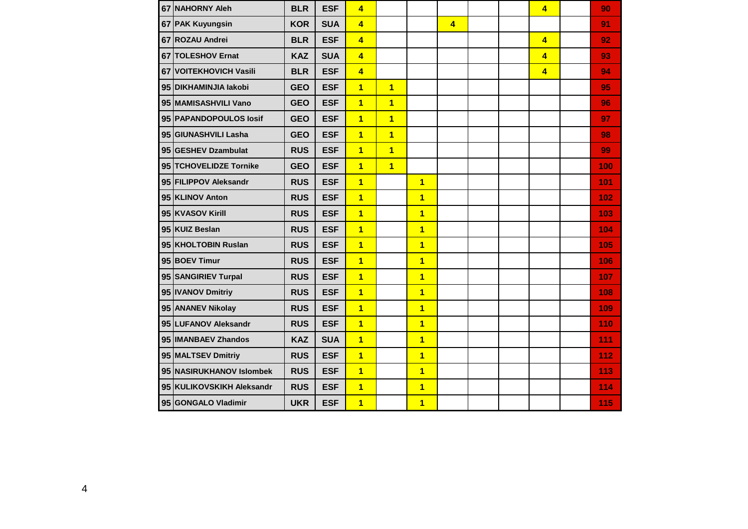| | | | | | | | | | | | | |
|---|---|---|---|---|---|---|---|---|---|---|---|---|
| 67 | NAHORNY Aleh | BLR | ESF | 4 | | | | | | 4 | | 90 |
| 67 | PAK Kuyungsin | KOR | SUA | 4 | | | 4 | | | | | 91 |
| 67 | ROZAU Andrei | BLR | ESF | 4 | | | | | | 4 | | 92 |
| 67 | TOLESHOV Ernat | KAZ | SUA | 4 | | | | | | 4 | | 93 |
| 67 | VOITEKHOVICH Vasili | BLR | ESF | 4 | | | | | | 4 | | 94 |
| 95 | DIKHAMINJIA Iakobi | GEO | ESF | 1 | 1 | | | | | | | 95 |
| 95 | MAMISASHVILI Vano | GEO | ESF | 1 | 1 | | | | | | | 96 |
| 95 | PAPANDOPOULOS Iosif | GEO | ESF | 1 | 1 | | | | | | | 97 |
| 95 | GIUNASHVILI Lasha | GEO | ESF | 1 | 1 | | | | | | | 98 |
| 95 | GESHEV Dzambulat | RUS | ESF | 1 | 1 | | | | | | | 99 |
| 95 | TCHOVELIDZE Tornike | GEO | ESF | 1 | 1 | | | | | | | 100 |
| 95 | FILIPPOV Aleksandr | RUS | ESF | 1 | | 1 | | | | | | 101 |
| 95 | KLINOV Anton | RUS | ESF | 1 | | 1 | | | | | | 102 |
| 95 | KVASOV Kirill | RUS | ESF | 1 | | 1 | | | | | | 103 |
| 95 | KUIZ Beslan | RUS | ESF | 1 | | 1 | | | | | | 104 |
| 95 | KHOLTOBIN Ruslan | RUS | ESF | 1 | | 1 | | | | | | 105 |
| 95 | BOEV Timur | RUS | ESF | 1 | | 1 | | | | | | 106 |
| 95 | SANGIRIEV Turpal | RUS | ESF | 1 | | 1 | | | | | | 107 |
| 95 | IVANOV Dmitriy | RUS | ESF | 1 | | 1 | | | | | | 108 |
| 95 | ANANEV Nikolay | RUS | ESF | 1 | | 1 | | | | | | 109 |
| 95 | LUFANOV Aleksandr | RUS | ESF | 1 | | 1 | | | | | | 110 |
| 95 | IMANBAEV Zhandos | KAZ | SUA | 1 | | 1 | | | | | | 111 |
| 95 | MALTSEV Dmitriy | RUS | ESF | 1 | | 1 | | | | | | 112 |
| 95 | NASIRUKHANOV Islombek | RUS | ESF | 1 | | 1 | | | | | | 113 |
| 95 | KULIKOVSKIKH Aleksandr | RUS | ESF | 1 | | 1 | | | | | | 114 |
| 95 | GONGALO Vladimir | UKR | ESF | 1 | | 1 | | | | | | 115 |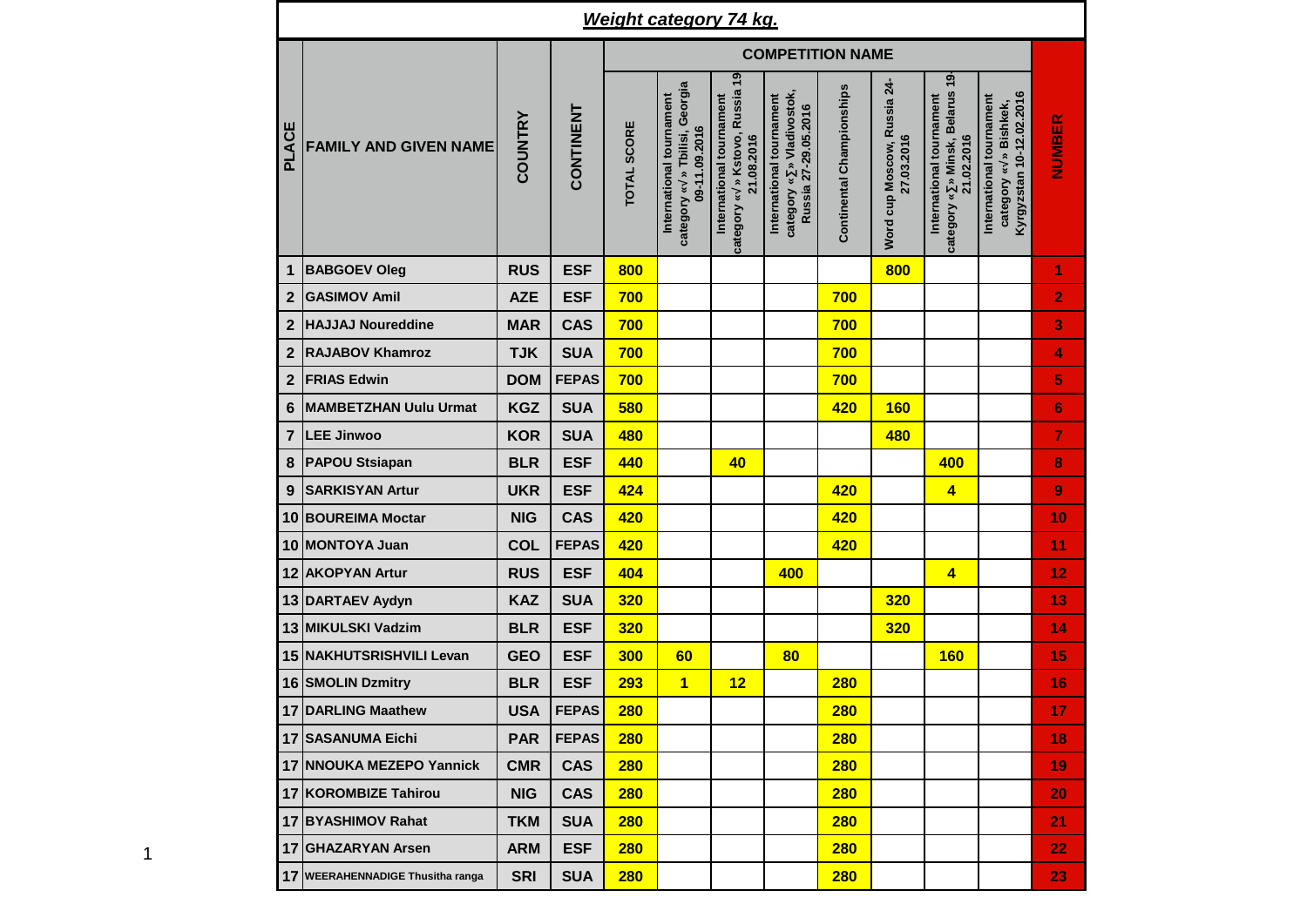## *Weight category 74 kg.*

| PLACE | FAMILY AND GIVEN NAME | COUNTRY | CONTINENT | COMPETITION NAME | | | | | | | | NUMBER |
|---|---|---|---|---|---|---|---|---|---|---|---|---|
| | | | | TOTAL SCORE | International tournament category «√» Tbilisi, Georgia 09-11.09.2016 | International tournament category «√» Kstovo, Russia 19-21.08.2016 | International tournament category «∑» Vladivostok, Russia 27-29.05.2016 | Continental Championships | Word cup Moscow, Russia 24-27.03.2016 | International tournament category «∑» Minsk, Belarus 19-21.02.2016 | International tournament category «√» Bishkek, Kyrgyzstan 10-12.02.2016 | |
| 1 | BABGOEV Oleg | RUS | ESF | 800 | | | | | 800 | | | 1 |
| 2 | GASIMOV Amil | AZE | ESF | 700 | | | | 700 | | | | 2 |
| 2 | HAJJAJ Noureddine | MAR | CAS | 700 | | | | 700 | | | | 3 |
| 2 | RAJABOV Khamroz | TJK | SUA | 700 | | | | 700 | | | | 4 |
| 2 | FRIAS Edwin | DOM | FEPAS | 700 | | | | 700 | | | | 5 |
| 6 | MAMBETZHAN Uulu Urmat | KGZ | SUA | 580 | | | | 420 | 160 | | | 6 |
| 7 | LEE Jinwoo | KOR | SUA | 480 | | | | | 480 | | | 7 |
| 8 | PAPOU Stsiapan | BLR | ESF | 440 | | 40 | | | | 400 | | 8 |
| 9 | SARKISYAN Artur | UKR | ESF | 424 | | | | 420 | | 4 | | 9 |
| 10 | BOUREIMA Moctar | NIG | CAS | 420 | | | | 420 | | | | 10 |
| 10 | MONTOYA Juan | COL | FEPAS | 420 | | | | 420 | | | | 11 |
| 12 | AKOPYAN Artur | RUS | ESF | 404 | | | 400 | | | 4 | | 12 |
| 13 | DARTAEV Aydyn | KAZ | SUA | 320 | | | | | 320 | | | 13 |
| 13 | MIKULSKI Vadzim | BLR | ESF | 320 | | | | | 320 | | | 14 |
| 15 | NAKHUTSRISHVILI Levan | GEO | ESF | 300 | 60 | | 80 | | | 160 | | 15 |
| 16 | SMOLIN Dzmitry | BLR | ESF | 293 | 1 | 12 | | 280 | | | | 16 |
| 17 | DARLING Maathew | USA | FEPAS | 280 | | | | 280 | | | | 17 |
| 17 | SASANUMA Eichi | PAR | FEPAS | 280 | | | | 280 | | | | 18 |
| 17 | NNOUKA MEZEPO Yannick | CMR | CAS | 280 | | | | 280 | | | | 19 |
| 17 | KOROMBIZE Tahirou | NIG | CAS | 280 | | | | 280 | | | | 20 |
| 17 | BYASHIMOV Rahat | TKM | SUA | 280 | | | | 280 | | | | 21 |
| 17 | GHAZARYAN Arsen | ARM | ESF | 280 | | | | 280 | | | | 22 |
| 17 | WEERAHENNADIGE Thusitha ranga | SRI | SUA | 280 | | | | 280 | | | | 23 |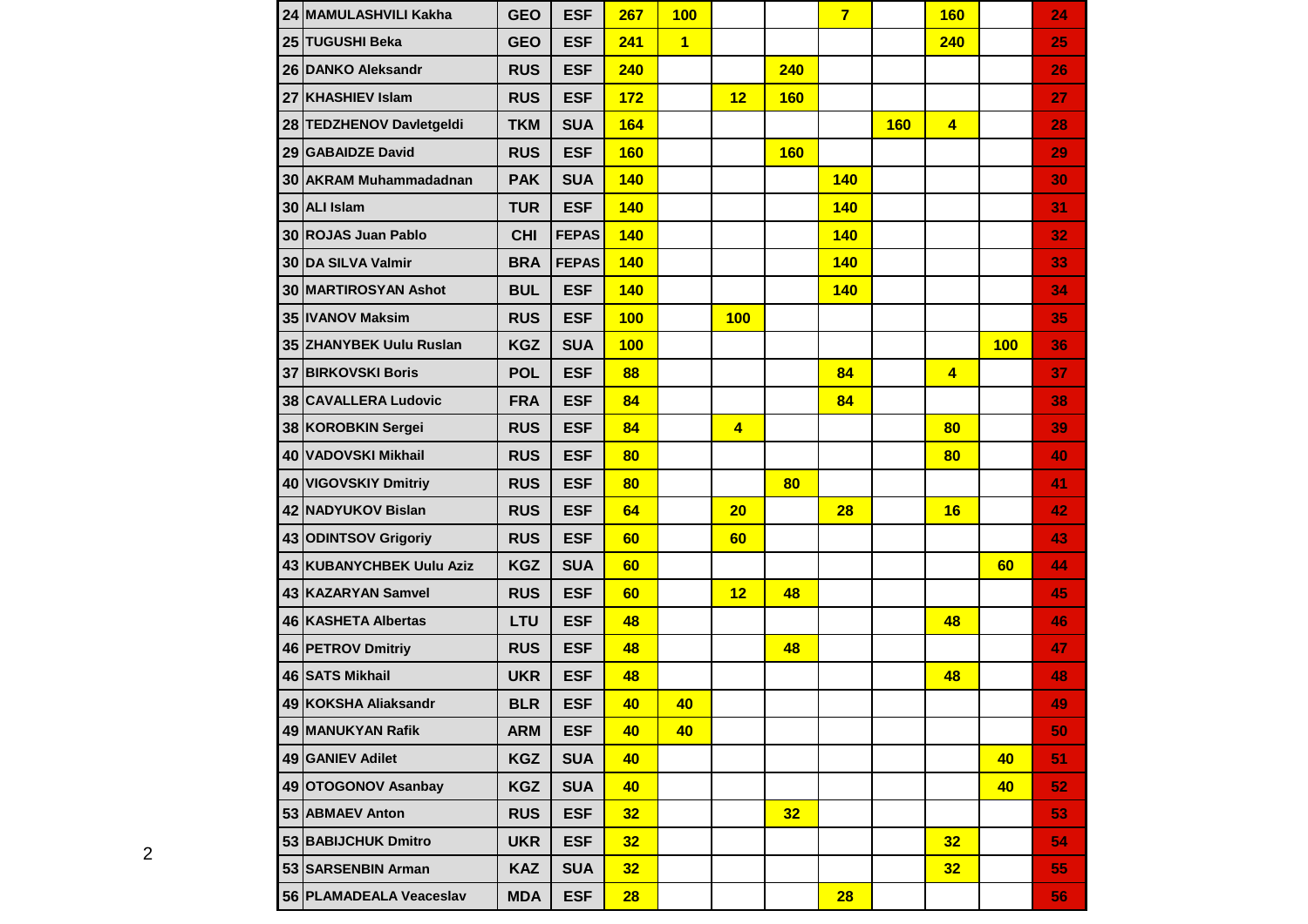| | | | | | | | | | | | | |
|---|---|---|---|---|---|---|---|---|---|---|---|---|
| 24 | MAMULASHVILI Kakha | GEO | ESF | 267 | 100 | | | 7 | | 160 | | 24 |
| 25 | TUGUSHI Beka | GEO | ESF | 241 | 1 | | | | | 240 | | 25 |
| 26 | DANKO Aleksandr | RUS | ESF | 240 | | | 240 | | | | | 26 |
| 27 | KHASHIEV Islam | RUS | ESF | 172 | | 12 | 160 | | | | | 27 |
| 28 | TEDZHENOV Davletgeldi | TKM | SUA | 164 | | | | | 160 | 4 | | 28 |
| 29 | GABAIDZE David | RUS | ESF | 160 | | | 160 | | | | | 29 |
| 30 | AKRAM Muhammadadnan | PAK | SUA | 140 | | | | 140 | | | | 30 |
| 30 | ALI Islam | TUR | ESF | 140 | | | | 140 | | | | 31 |
| 30 | ROJAS Juan Pablo | CHI | FEPAS | 140 | | | | 140 | | | | 32 |
| 30 | DA SILVA Valmir | BRA | FEPAS | 140 | | | | 140 | | | | 33 |
| 30 | MARTIROSYAN Ashot | BUL | ESF | 140 | | | | 140 | | | | 34 |
| 35 | IVANOV Maksim | RUS | ESF | 100 | | 100 | | | | | | 35 |
| 35 | ZHANYBEK Uulu Ruslan | KGZ | SUA | 100 | | | | | | | 100 | 36 |
| 37 | BIRKOVSKI Boris | POL | ESF | 88 | | | | 84 | | 4 | | 37 |
| 38 | CAVALLERA Ludovic | FRA | ESF | 84 | | | | 84 | | | | 38 |
| 38 | KOROBKIN Sergei | RUS | ESF | 84 | | 4 | | | | 80 | | 39 |
| 40 | VADOVSKI Mikhail | RUS | ESF | 80 | | | | | | 80 | | 40 |
| 40 | VIGOVSKIY Dmitriy | RUS | ESF | 80 | | | 80 | | | | | 41 |
| 42 | NADYUKOV Bislan | RUS | ESF | 64 | | 20 | | 28 | | 16 | | 42 |
| 43 | ODINTSOV Grigoriy | RUS | ESF | 60 | | 60 | | | | | | 43 |
| 43 | KUBANYCHBEK Uulu Aziz | KGZ | SUA | 60 | | | | | | | 60 | 44 |
| 43 | KAZARYAN Samvel | RUS | ESF | 60 | | 12 | 48 | | | | | 45 |
| 46 | KASHETA Albertas | LTU | ESF | 48 | | | | | | 48 | | 46 |
| 46 | PETROV Dmitriy | RUS | ESF | 48 | | | 48 | | | | | 47 |
| 46 | SATS Mikhail | UKR | ESF | 48 | | | | | | 48 | | 48 |
| 49 | KOKSHA Aliaksandr | BLR | ESF | 40 | 40 | | | | | | | 49 |
| 49 | MANUKYAN Rafik | ARM | ESF | 40 | 40 | | | | | | | 50 |
| 49 | GANIEV Adilet | KGZ | SUA | 40 | | | | | | | 40 | 51 |
| 49 | OTOGONOV Asanbay | KGZ | SUA | 40 | | | | | | | 40 | 52 |
| 53 | ABMAEV Anton | RUS | ESF | 32 | | | 32 | | | | | 53 |
| 53 | BABIJCHUK Dmitro | UKR | ESF | 32 | | | | | | 32 | | 54 |
| 53 | SARSENBIN Arman | KAZ | SUA | 32 | | | | | | 32 | | 55 |
| 56 | PLAMADEALA Veaceslav | MDA | ESF | 28 | | | | 28 | | | | 56 |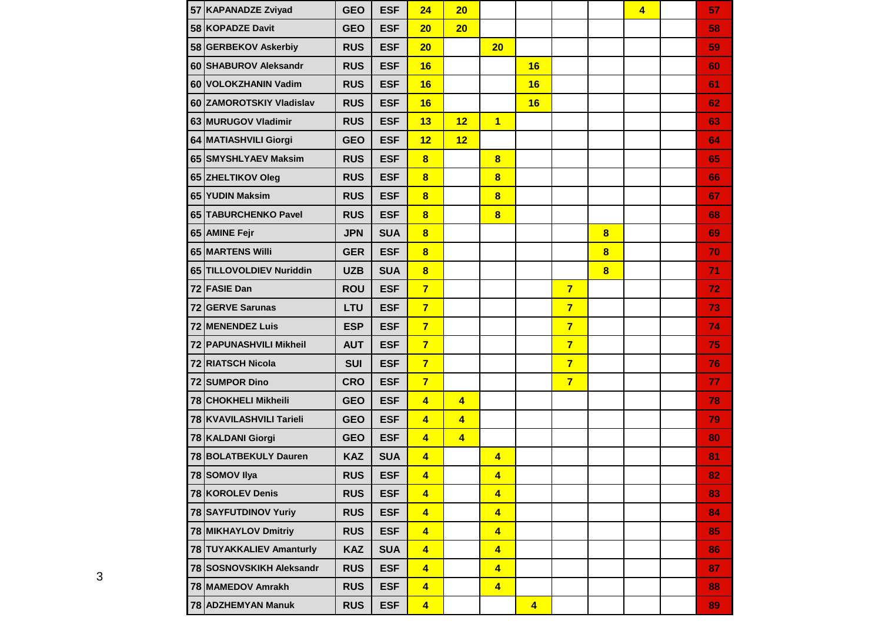| | | | | | | | | | | | | |
|---|---|---|---|---|---|---|---|---|---|---|---|---|
| 57 | KAPANADZE Zviyad | GEO | ESF | 24 | 20 | | | | | 4 | | 57 |
| 58 | KOPADZE Davit | GEO | ESF | 20 | 20 | | | | | | | 58 |
| 58 | GERBEKOV Askerbiy | RUS | ESF | 20 | | 20 | | | | | | 59 |
| 60 | SHABUROV Aleksandr | RUS | ESF | 16 | | | 16 | | | | | 60 |
| 60 | VOLOKZHANIN Vadim | RUS | ESF | 16 | | | 16 | | | | | 61 |
| 60 | ZAMOROTSKIY Vladislav | RUS | ESF | 16 | | | 16 | | | | | 62 |
| 63 | MURUGOV Vladimir | RUS | ESF | 13 | 12 | 1 | | | | | | 63 |
| 64 | MATIASHVILI Giorgi | GEO | ESF | 12 | 12 | | | | | | | 64 |
| 65 | SMYSHLYAEV Maksim | RUS | ESF | 8 | | 8 | | | | | | 65 |
| 65 | ZHELTIKOV Oleg | RUS | ESF | 8 | | 8 | | | | | | 66 |
| 65 | YUDIN Maksim | RUS | ESF | 8 | | 8 | | | | | | 67 |
| 65 | TABURCHENKO Pavel | RUS | ESF | 8 | | 8 | | | | | | 68 |
| 65 | AMINE Fejr | JPN | SUA | 8 | | | | | 8 | | | 69 |
| 65 | MARTENS Willi | GER | ESF | 8 | | | | | 8 | | | 70 |
| 65 | TILLOVOLDIEV Nuriddin | UZB | SUA | 8 | | | | | 8 | | | 71 |
| 72 | FASIE Dan | ROU | ESF | 7 | | | | 7 | | | | 72 |
| 72 | GERVE Sarunas | LTU | ESF | 7 | | | | 7 | | | | 73 |
| 72 | MENENDEZ Luis | ESP | ESF | 7 | | | | 7 | | | | 74 |
| 72 | PAPUNASHVILI Mikheil | AUT | ESF | 7 | | | | 7 | | | | 75 |
| 72 | RIATSCH Nicola | SUI | ESF | 7 | | | | 7 | | | | 76 |
| 72 | SUMPOR Dino | CRO | ESF | 7 | | | | 7 | | | | 77 |
| 78 | CHOKHELI Mikheili | GEO | ESF | 4 | 4 | | | | | | | 78 |
| 78 | KVAVILASHVILI Tarieli | GEO | ESF | 4 | 4 | | | | | | | 79 |
| 78 | KALDANI Giorgi | GEO | ESF | 4 | 4 | | | | | | | 80 |
| 78 | BOLATBEKULY Dauren | KAZ | SUA | 4 | | 4 | | | | | | 81 |
| 78 | SOMOV Ilya | RUS | ESF | 4 | | 4 | | | | | | 82 |
| 78 | KOROLEV Denis | RUS | ESF | 4 | | 4 | | | | | | 83 |
| 78 | SAYFUTDINOV Yuriy | RUS | ESF | 4 | | 4 | | | | | | 84 |
| 78 | MIKHAYLOV Dmitriy | RUS | ESF | 4 | | 4 | | | | | | 85 |
| 78 | TUYAKKALIEV Amanturly | KAZ | SUA | 4 | | 4 | | | | | | 86 |
| 78 | SOSNOVSKIKH Aleksandr | RUS | ESF | 4 | | 4 | | | | | | 87 |
| 78 | MAMEDOV Amrakh | RUS | ESF | 4 | | 4 | | | | | | 88 |
| 78 | ADZHEMYAN Manuk | RUS | ESF | 4 | | | 4 | | | | | 89 |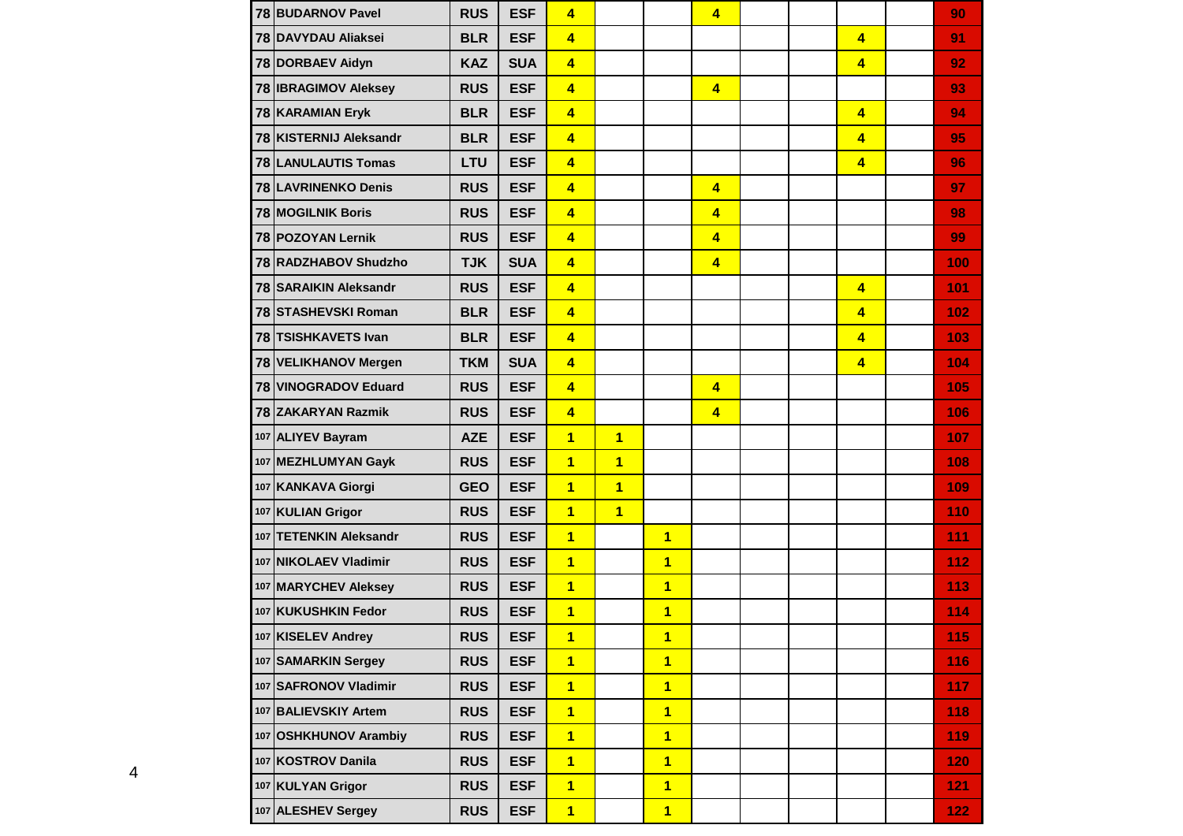| | | | | | | | | | | | | |
|---|---|---|---|---|---|---|---|---|---|---|---|---|
| 78 | BUDARNOV Pavel | RUS | ESF | 4 | | | 4 | | | | | 90 |
| 78 | DAVYDAU Aliaksei | BLR | ESF | 4 | | | | | | 4 | | 91 |
| 78 | DORBAEV Aidyn | KAZ | SUA | 4 | | | | | | 4 | | 92 |
| 78 | IBRAGIMOV Aleksey | RUS | ESF | 4 | | | 4 | | | | | 93 |
| 78 | KARAMIAN Eryk | BLR | ESF | 4 | | | | | | 4 | | 94 |
| 78 | KISTERNIJ Aleksandr | BLR | ESF | 4 | | | | | | 4 | | 95 |
| 78 | LANULAUTIS Tomas | LTU | ESF | 4 | | | | | | 4 | | 96 |
| 78 | LAVRINENKO Denis | RUS | ESF | 4 | | | 4 | | | | | 97 |
| 78 | MOGILNIK Boris | RUS | ESF | 4 | | | 4 | | | | | 98 |
| 78 | POZOYAN Lernik | RUS | ESF | 4 | | | 4 | | | | | 99 |
| 78 | RADZHABOV Shudzho | TJK | SUA | 4 | | | 4 | | | | | 100 |
| 78 | SARAIKIN Aleksandr | RUS | ESF | 4 | | | | | | 4 | | 101 |
| 78 | STASHEVSKI Roman | BLR | ESF | 4 | | | | | | 4 | | 102 |
| 78 | TSISHKAVETS Ivan | BLR | ESF | 4 | | | | | | 4 | | 103 |
| 78 | VELIKHANOV Mergen | TKM | SUA | 4 | | | | | | 4 | | 104 |
| 78 | VINOGRADOV Eduard | RUS | ESF | 4 | | | 4 | | | | | 105 |
| 78 | ZAKARYAN Razmik | RUS | ESF | 4 | | | 4 | | | | | 106 |
| 107 | ALIYEV Bayram | AZE | ESF | 1 | 1 | | | | | | | 107 |
| 107 | MEZHLUMYAN Gayk | RUS | ESF | 1 | 1 | | | | | | | 108 |
| 107 | KANKAVA Giorgi | GEO | ESF | 1 | 1 | | | | | | | 109 |
| 107 | KULIAN Grigor | RUS | ESF | 1 | 1 | | | | | | | 110 |
| 107 | TETENKIN Aleksandr | RUS | ESF | 1 | | 1 | | | | | | 111 |
| 107 | NIKOLAEV Vladimir | RUS | ESF | 1 | | 1 | | | | | | 112 |
| 107 | MARYCHEV Aleksey | RUS | ESF | 1 | | 1 | | | | | | 113 |
| 107 | KUKUSHKIN Fedor | RUS | ESF | 1 | | 1 | | | | | | 114 |
| 107 | KISELEV Andrey | RUS | ESF | 1 | | 1 | | | | | | 115 |
| 107 | SAMARKIN Sergey | RUS | ESF | 1 | | 1 | | | | | | 116 |
| 107 | SAFRONOV Vladimir | RUS | ESF | 1 | | 1 | | | | | | 117 |
| 107 | BALIEVSKIY Artem | RUS | ESF | 1 | | 1 | | | | | | 118 |
| 107 | OSHKHUNOV Arambiy | RUS | ESF | 1 | | 1 | | | | | | 119 |
| 107 | KOSTROV Danila | RUS | ESF | 1 | | 1 | | | | | | 120 |
| 107 | KULYAN Grigor | RUS | ESF | 1 | | 1 | | | | | | 121 |
| 107 | ALESHEV Sergey | RUS | ESF | 1 | | 1 | | | | | | 122 |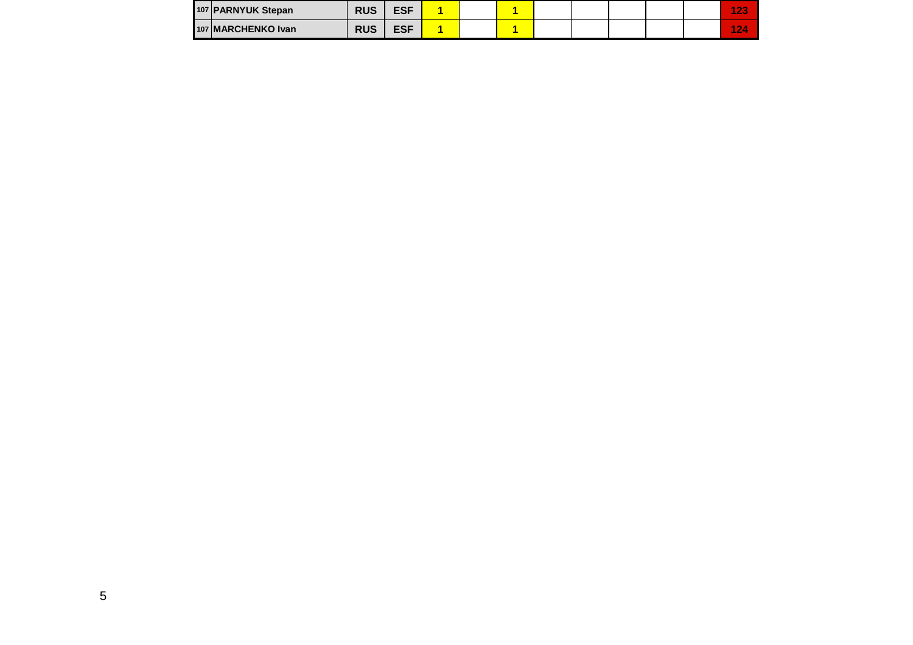| | | | | | | | | | | | | | |
|---|---|---|---|---|---|---|---|---|---|---|---|---|---|
| 107 | PARNYUK Stepan | RUS | ESF | 1 | | 1 | | | | | | | 123 |
| 107 | MARCHENKO Ivan | RUS | ESF | 1 | | 1 | | | | | | | 124 |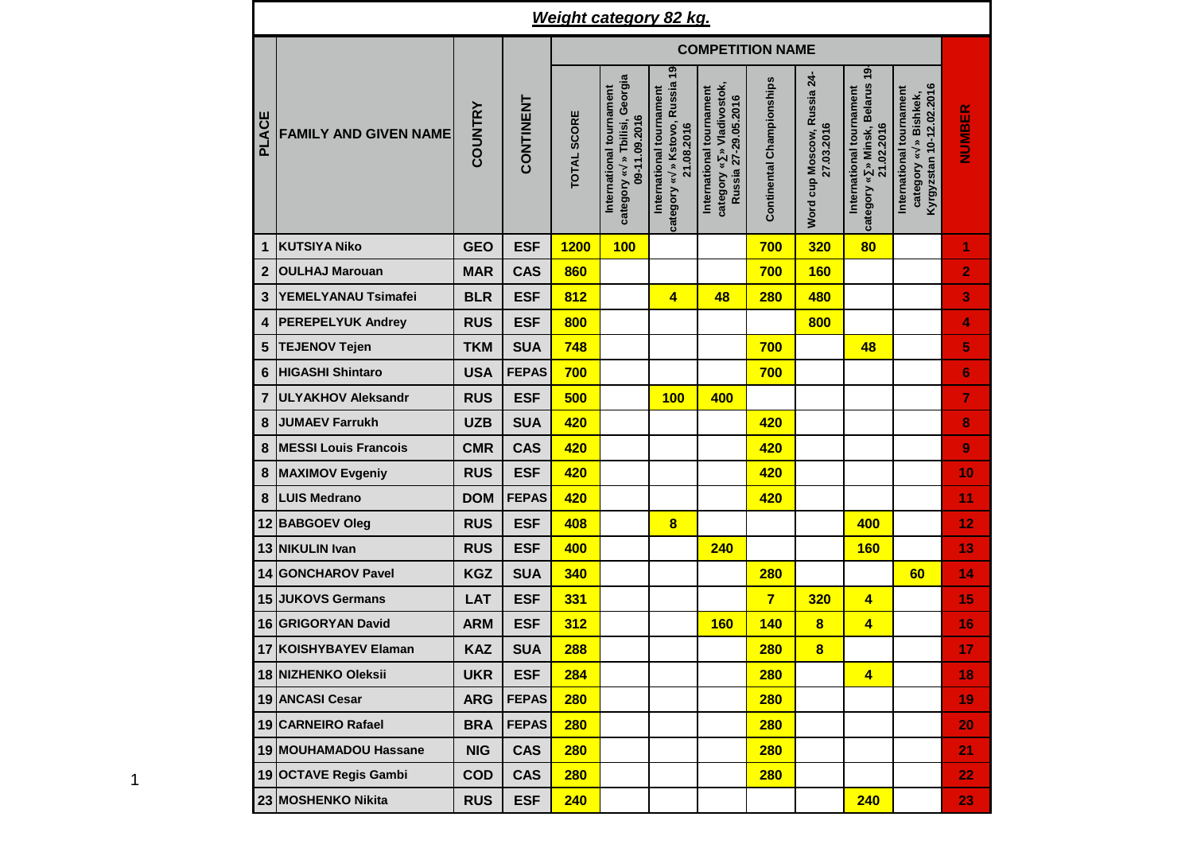## *Weight category 82 kg.*

| PLACE | FAMILY AND GIVEN NAME | COUNTRY | CONTINENT | COMPETITION NAME | | | | | | | | NUMBER |
|---|---|---|---|---|---|---|---|---|---|---|---|---|
| | | | | TOTAL SCORE | International tournament category «√» Tbilisi, Georgia 09-11.09.2016 | International tournament category «√» Kstovo, Russia 19-21.08.2016 | International tournament category «∑» Vladivostok, Russia 27-29.05.2016 | Continental Championships | Word cup Moscow, Russia 24-27.03.2016 | International tournament category «∑» Minsk, Belarus 19-21.02.2016 | International tournament category «√» Bishkek, Kyrgyzstan 10-12.02.2016 | |
| 1 | KUTSIYA Niko | GEO | ESF | 1200 | 100 | | | 700 | 320 | 80 | | 1 |
| 2 | OULHAJ Marouan | MAR | CAS | 860 | | | | 700 | 160 | | | 2 |
| 3 | YEMELYANAU Tsimafei | BLR | ESF | 812 | | 4 | 48 | 280 | 480 | | | 3 |
| 4 | PEREPELYUK Andrey | RUS | ESF | 800 | | | | | 800 | | | 4 |
| 5 | TEJENOV Tejen | TKM | SUA | 748 | | | | 700 | | 48 | | 5 |
| 6 | HIGASHI Shintaro | USA | FEPAS | 700 | | | | 700 | | | | 6 |
| 7 | ULYAKHOV Aleksandr | RUS | ESF | 500 | | 100 | 400 | | | | | 7 |
| 8 | JUMAEV Farrukh | UZB | SUA | 420 | | | | 420 | | | | 8 |
| 8 | MESSI Louis Francois | CMR | CAS | 420 | | | | 420 | | | | 9 |
| 8 | MAXIMOV Evgeniy | RUS | ESF | 420 | | | | 420 | | | | 10 |
| 8 | LUIS Medrano | DOM | FEPAS | 420 | | | | 420 | | | | 11 |
| 12 | BABGOEV Oleg | RUS | ESF | 408 | | 8 | | | | 400 | | 12 |
| 13 | NIKULIN Ivan | RUS | ESF | 400 | | | 240 | | | 160 | | 13 |
| 14 | GONCHAROV Pavel | KGZ | SUA | 340 | | | | 280 | | | 60 | 14 |
| 15 | JUKOVS Germans | LAT | ESF | 331 | | | | 7 | 320 | 4 | | 15 |
| 16 | GRIGORYAN David | ARM | ESF | 312 | | | 160 | 140 | 8 | 4 | | 16 |
| 17 | KOISHYBAYEV Elaman | KAZ | SUA | 288 | | | | 280 | 8 | | | 17 |
| 18 | NIZHENKO Oleksii | UKR | ESF | 284 | | | | 280 | | 4 | | 18 |
| 19 | ANCASI Cesar | ARG | FEPAS | 280 | | | | 280 | | | | 19 |
| 19 | CARNEIRO Rafael | BRA | FEPAS | 280 | | | | 280 | | | | 20 |
| 19 | MOUHAMADOU Hassane | NIG | CAS | 280 | | | | 280 | | | | 21 |
| 19 | OCTAVE Regis Gambi | COD | CAS | 280 | | | | 280 | | | | 22 |
| 23 | MOSHENKO Nikita | RUS | ESF | 240 | | | | | | 240 | | 23 |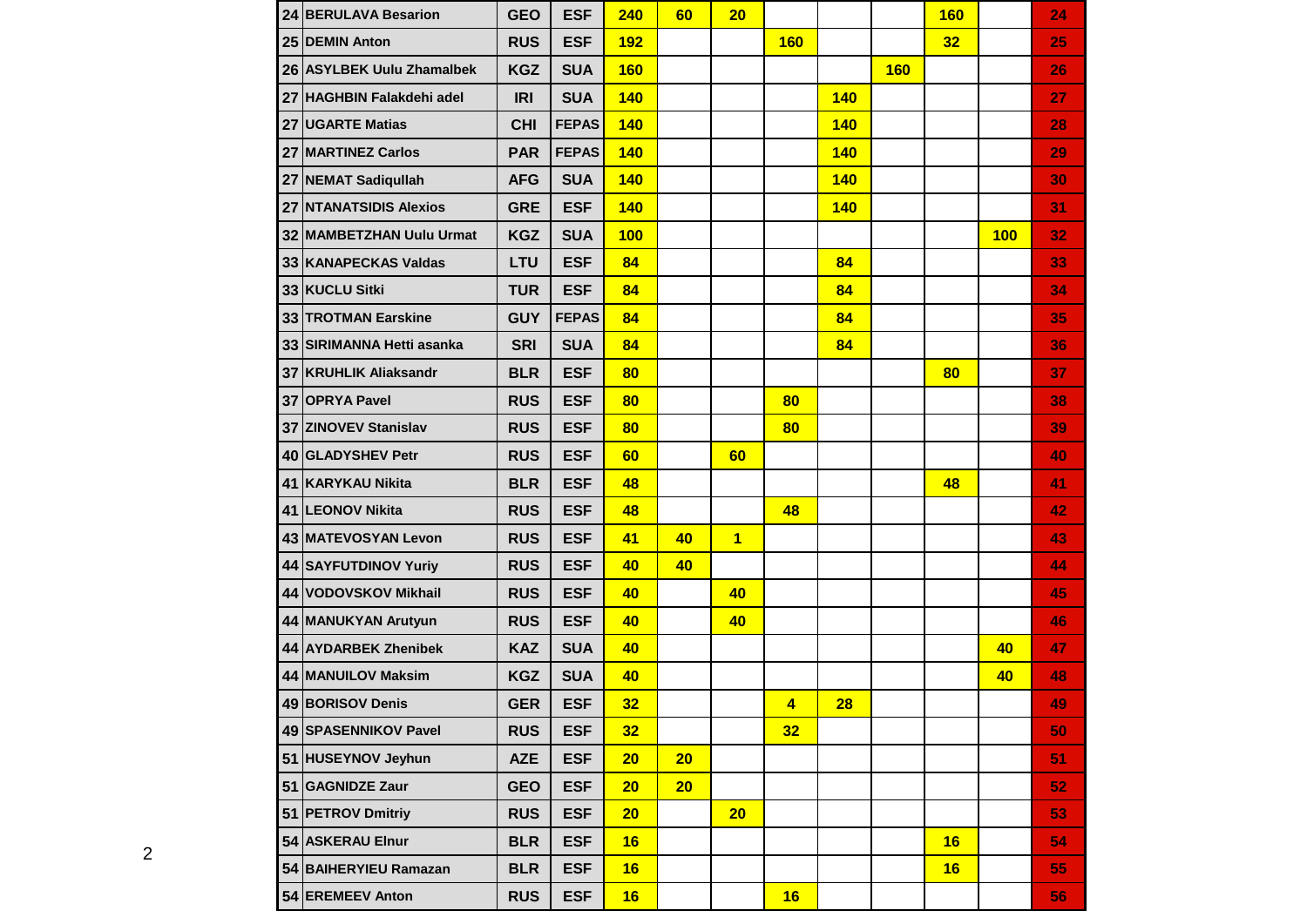| | | | | | | | | | | | | |
|---|---|---|---|---|---|---|---|---|---|---|---|---|
| 24 | BERULAVA Besarion | GEO | ESF | 240 | 60 | 20 | | | | 160 | | 24 |
| 25 | DEMIN Anton | RUS | ESF | 192 | | | 160 | | | 32 | | 25 |
| 26 | ASYLBEK Uulu Zhamalbek | KGZ | SUA | 160 | | | | | 160 | | | 26 |
| 27 | HAGHBIN Falakdehi adel | IRI | SUA | 140 | | | | 140 | | | | 27 |
| 27 | UGARTE Matias | CHI | FEPAS | 140 | | | | 140 | | | | 28 |
| 27 | MARTINEZ Carlos | PAR | FEPAS | 140 | | | | 140 | | | | 29 |
| 27 | NEMAT Sadiqullah | AFG | SUA | 140 | | | | 140 | | | | 30 |
| 27 | NTANATSIDIS Alexios | GRE | ESF | 140 | | | | 140 | | | | 31 |
| 32 | MAMBETZHAN Uulu Urmat | KGZ | SUA | 100 | | | | | | | 100 | 32 |
| 33 | KANAPECKAS Valdas | LTU | ESF | 84 | | | | 84 | | | | 33 |
| 33 | KUCLU Sitki | TUR | ESF | 84 | | | | 84 | | | | 34 |
| 33 | TROTMAN Earskine | GUY | FEPAS | 84 | | | | 84 | | | | 35 |
| 33 | SIRIMANNA Hetti asanka | SRI | SUA | 84 | | | | 84 | | | | 36 |
| 37 | KRUHLIK Aliaksandr | BLR | ESF | 80 | | | | | | 80 | | 37 |
| 37 | OPRYA Pavel | RUS | ESF | 80 | | | 80 | | | | | 38 |
| 37 | ZINOVEV Stanislav | RUS | ESF | 80 | | | 80 | | | | | 39 |
| 40 | GLADYSHEV Petr | RUS | ESF | 60 | | 60 | | | | | | 40 |
| 41 | KARYKAU Nikita | BLR | ESF | 48 | | | | | | 48 | | 41 |
| 41 | LEONOV Nikita | RUS | ESF | 48 | | | 48 | | | | | 42 |
| 43 | MATEVOSYAN Levon | RUS | ESF | 41 | 40 | 1 | | | | | | 43 |
| 44 | SAYFUTDINOV Yuriy | RUS | ESF | 40 | 40 | | | | | | | 44 |
| 44 | VODOVSKOV Mikhail | RUS | ESF | 40 | | 40 | | | | | | 45 |
| 44 | MANUKYAN Arutyun | RUS | ESF | 40 | | 40 | | | | | | 46 |
| 44 | AYDARBEK Zhenibek | KAZ | SUA | 40 | | | | | | | 40 | 47 |
| 44 | MANUILOV Maksim | KGZ | SUA | 40 | | | | | | | 40 | 48 |
| 49 | BORISOV Denis | GER | ESF | 32 | | | 4 | 28 | | | | 49 |
| 49 | SPASENNIKOV Pavel | RUS | ESF | 32 | | | 32 | | | | | 50 |
| 51 | HUSEYNOV Jeyhun | AZE | ESF | 20 | 20 | | | | | | | 51 |
| 51 | GAGNIDZE Zaur | GEO | ESF | 20 | 20 | | | | | | | 52 |
| 51 | PETROV Dmitriy | RUS | ESF | 20 | | 20 | | | | | | 53 |
| 54 | ASKERAU Elnur | BLR | ESF | 16 | | | | | | 16 | | 54 |
| 54 | BAIHERYIEU Ramazan | BLR | ESF | 16 | | | | | | 16 | | 55 |
| 54 | EREMEEV Anton | RUS | ESF | 16 | | | 16 | | | | | 56 |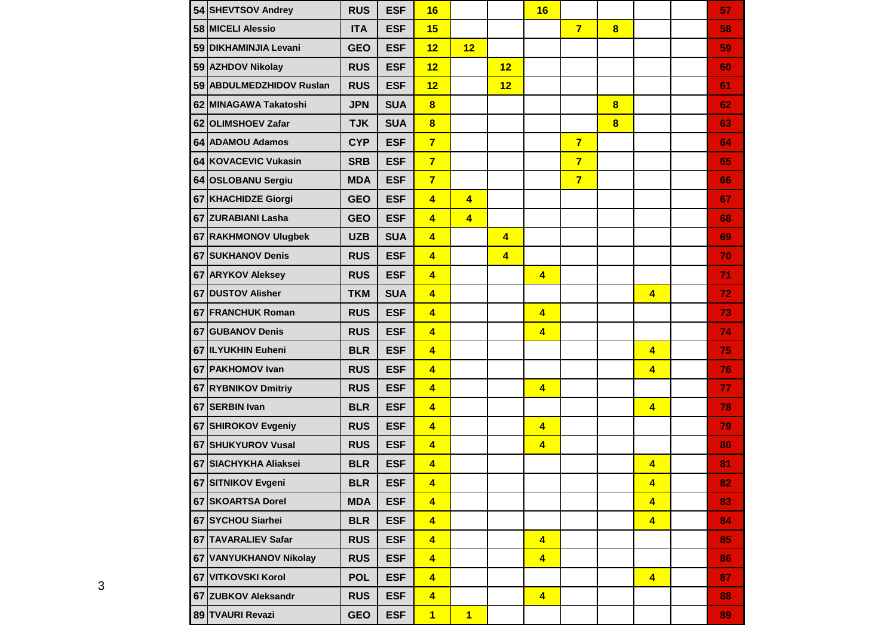| | | | | | | | | | | | | |
|---|---|---|---|---|---|---|---|---|---|---|---|---|
| 54 | SHEVTSOV Andrey | RUS | ESF | 16 | | | 16 | | | | | 57 |
| 58 | MICELI Alessio | ITA | ESF | 15 | | | | 7 | 8 | | | 58 |
| 59 | DIKHAMINJIA Levani | GEO | ESF | 12 | 12 | | | | | | | 59 |
| 59 | AZHDOV Nikolay | RUS | ESF | 12 | | 12 | | | | | | 60 |
| 59 | ABDULMEDZHIDOV Ruslan | RUS | ESF | 12 | | 12 | | | | | | 61 |
| 62 | MINAGAWA Takatoshi | JPN | SUA | 8 | | | | | 8 | | | 62 |
| 62 | OLIMSHOEV Zafar | TJK | SUA | 8 | | | | | 8 | | | 63 |
| 64 | ADAMOU Adamos | CYP | ESF | 7 | | | | 7 | | | | 64 |
| 64 | KOVACEVIC Vukasin | SRB | ESF | 7 | | | | 7 | | | | 65 |
| 64 | OSLOBANU Sergiu | MDA | ESF | 7 | | | | 7 | | | | 66 |
| 67 | KHACHIDZE Giorgi | GEO | ESF | 4 | 4 | | | | | | | 67 |
| 67 | ZURABIANI Lasha | GEO | ESF | 4 | 4 | | | | | | | 68 |
| 67 | RAKHMONOV Ulugbek | UZB | SUA | 4 | | 4 | | | | | | 69 |
| 67 | SUKHANOV Denis | RUS | ESF | 4 | | 4 | | | | | | 70 |
| 67 | ARYKOV Aleksey | RUS | ESF | 4 | | | 4 | | | | | 71 |
| 67 | DUSTOV Alisher | TKM | SUA | 4 | | | | | | 4 | | 72 |
| 67 | FRANCHUK Roman | RUS | ESF | 4 | | | 4 | | | | | 73 |
| 67 | GUBANOV Denis | RUS | ESF | 4 | | | 4 | | | | | 74 |
| 67 | ILYUKHIN Euheni | BLR | ESF | 4 | | | | | | 4 | | 75 |
| 67 | PAKHOMOV Ivan | RUS | ESF | 4 | | | | | | 4 | | 76 |
| 67 | RYBNIKOV Dmitriy | RUS | ESF | 4 | | | 4 | | | | | 77 |
| 67 | SERBIN Ivan | BLR | ESF | 4 | | | | | | 4 | | 78 |
| 67 | SHIROKOV Evgeniy | RUS | ESF | 4 | | | 4 | | | | | 79 |
| 67 | SHUKYUROV Vusal | RUS | ESF | 4 | | | 4 | | | | | 80 |
| 67 | SIACHYKHA Aliaksei | BLR | ESF | 4 | | | | | | 4 | | 81 |
| 67 | SITNIKOV Evgeni | BLR | ESF | 4 | | | | | | 4 | | 82 |
| 67 | SKOARTSA Dorel | MDA | ESF | 4 | | | | | | 4 | | 83 |
| 67 | SYCHOU Siarhei | BLR | ESF | 4 | | | | | | 4 | | 84 |
| 67 | TAVARALIEV Safar | RUS | ESF | 4 | | | 4 | | | | | 85 |
| 67 | VANYUKHANOV Nikolay | RUS | ESF | 4 | | | 4 | | | | | 86 |
| 67 | VITKOVSKI Korol | POL | ESF | 4 | | | | | | 4 | | 87 |
| 67 | ZUBKOV Aleksandr | RUS | ESF | 4 | | | 4 | | | | | 88 |
| 89 | TVAURI Revazi | GEO | ESF | 1 | 1 | | | | | | | 89 |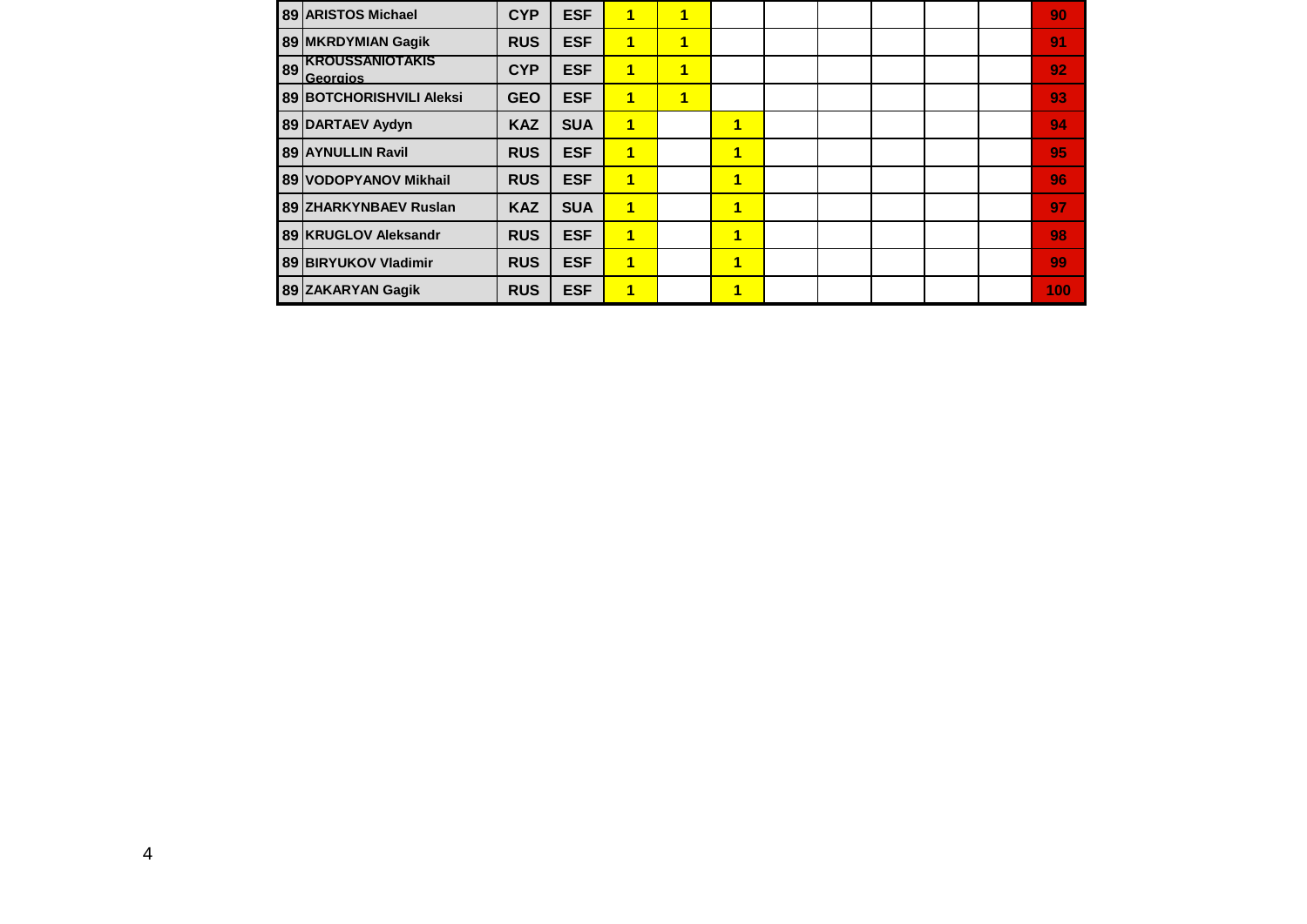| 89 | ARISTOS Michael | CYP | ESF | 1 | 1 | | | | | | | 90 |
|---|---|---|---|---|---|---|---|---|---|---|---|---|
| 89 | MKRDYMIAN Gagik | RUS | ESF | 1 | 1 | | | | | | | 91 |
| 89 | KROUSSANIOTAKIS Georgios | CYP | ESF | 1 | 1 | | | | | | | 92 |
| 89 | BOTCHORISHVILI Aleksi | GEO | ESF | 1 | 1 | | | | | | | 93 |
| 89 | DARTAEV Aydyn | KAZ | SUA | 1 | | 1 | | | | | | 94 |
| 89 | AYNULLIN Ravil | RUS | ESF | 1 | | 1 | | | | | | 95 |
| 89 | VODOPYANOV Mikhail | RUS | ESF | 1 | | 1 | | | | | | 96 |
| 89 | ZHARKYNBAEV Ruslan | KAZ | SUA | 1 | | 1 | | | | | | 97 |
| 89 | KRUGLOV Aleksandr | RUS | ESF | 1 | | 1 | | | | | | 98 |
| 89 | BIRYUKOV Vladimir | RUS | ESF | 1 | | 1 | | | | | | 99 |
| 89 | ZAKARYAN Gagik | RUS | ESF | 1 | | 1 | | | | | | 100 |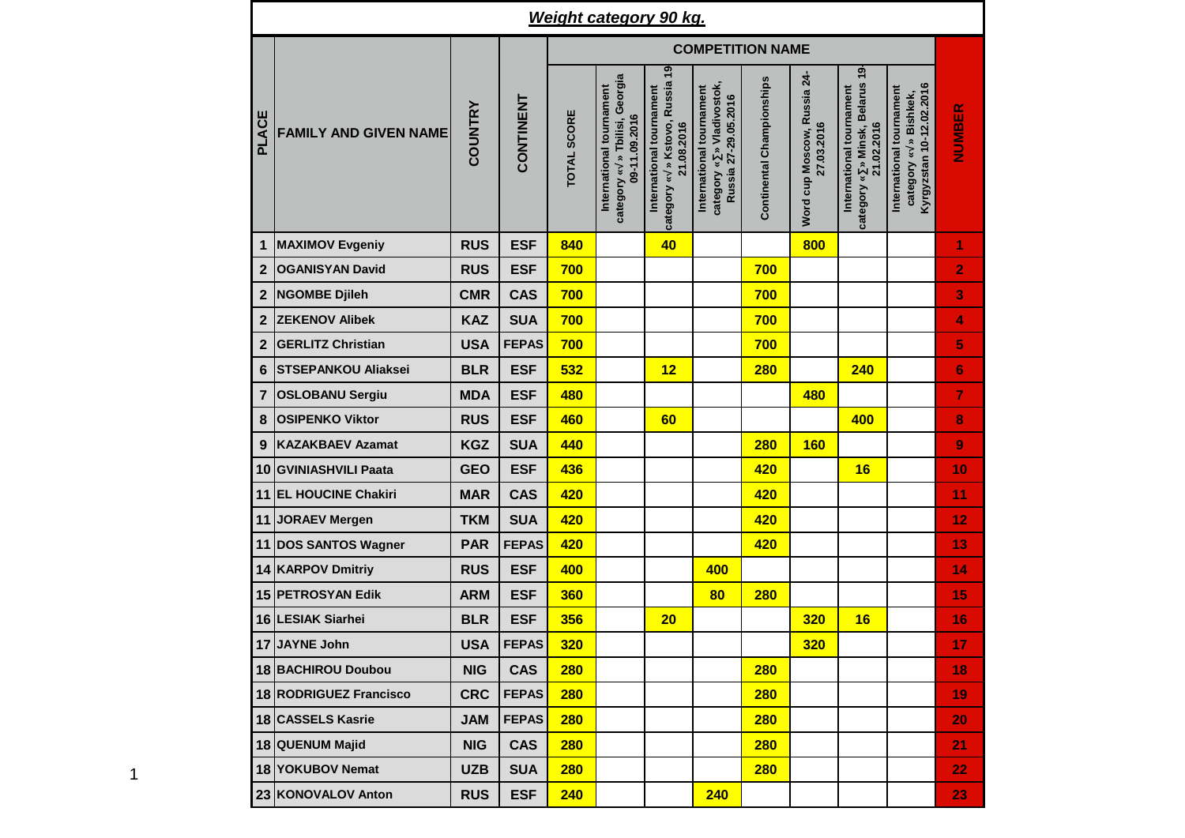## *Weight category 90 kg.*

| PLACE | FAMILY AND GIVEN NAME | COUNTRY | CONTINENT | COMPETITION NAME | | | | | | | | NUMBER |
|---|---|---|---|---|---|---|---|---|---|---|---|---|
| | | | | TOTAL SCORE | International tournament category «√» Tbilisi, Georgia 09-11.09.2016 | International tournament category «√» Kstovo, Russia 19-21.08.2016 | International tournament category «∑» Vladivostok, Russia 27-29.05.2016 | Continental Championships | Word cup Moscow, Russia 24-27.03.2016 | International tournament category «∑» Minsk, Belarus 19-21.02.2016 | International tournament category «√» Bishkek, Kyrgyzstan 10-12.02.2016 | |
| 1 | MAXIMOV Evgeniy | RUS | ESF | 840 | | 40 | | | 800 | | | 1 |
| 2 | OGANISYAN David | RUS | ESF | 700 | | | | 700 | | | | 2 |
| 2 | NGOMBE Djileh | CMR | CAS | 700 | | | | 700 | | | | 3 |
| 2 | ZEKENOV Alibek | KAZ | SUA | 700 | | | | 700 | | | | 4 |
| 2 | GERLITZ Christian | USA | FEPAS | 700 | | | | 700 | | | | 5 |
| 6 | STSEPANKOU Aliaksei | BLR | ESF | 532 | | 12 | | 280 | | 240 | | 6 |
| 7 | OSLOBANU Sergiu | MDA | ESF | 480 | | | | | 480 | | | 7 |
| 8 | OSIPENKO Viktor | RUS | ESF | 460 | | 60 | | | | 400 | | 8 |
| 9 | KAZAKBAEV Azamat | KGZ | SUA | 440 | | | | 280 | 160 | | | 9 |
| 10 | GVINIASHVILI Paata | GEO | ESF | 436 | | | | 420 | | 16 | | 10 |
| 11 | EL HOUCINE Chakiri | MAR | CAS | 420 | | | | 420 | | | | 11 |
| 11 | JORAEV Mergen | TKM | SUA | 420 | | | | 420 | | | | 12 |
| 11 | DOS SANTOS Wagner | PAR | FEPAS | 420 | | | | 420 | | | | 13 |
| 14 | KARPOV Dmitriy | RUS | ESF | 400 | | | 400 | | | | | 14 |
| 15 | PETROSYAN Edik | ARM | ESF | 360 | | | 80 | 280 | | | | 15 |
| 16 | LESIAK Siarhei | BLR | ESF | 356 | | 20 | | | 320 | 16 | | 16 |
| 17 | JAYNE John | USA | FEPAS | 320 | | | | | 320 | | | 17 |
| 18 | BACHIROU Doubou | NIG | CAS | 280 | | | | 280 | | | | 18 |
| 18 | RODRIGUEZ Francisco | CRC | FEPAS | 280 | | | | 280 | | | | 19 |
| 18 | CASSELS Kasrie | JAM | FEPAS | 280 | | | | 280 | | | | 20 |
| 18 | QUENUM Majid | NIG | CAS | 280 | | | | 280 | | | | 21 |
| 18 | YOKUBOV Nemat | UZB | SUA | 280 | | | | 280 | | | | 22 |
| 23 | KONOVALOV Anton | RUS | ESF | 240 | | | 240 | | | | | 23 |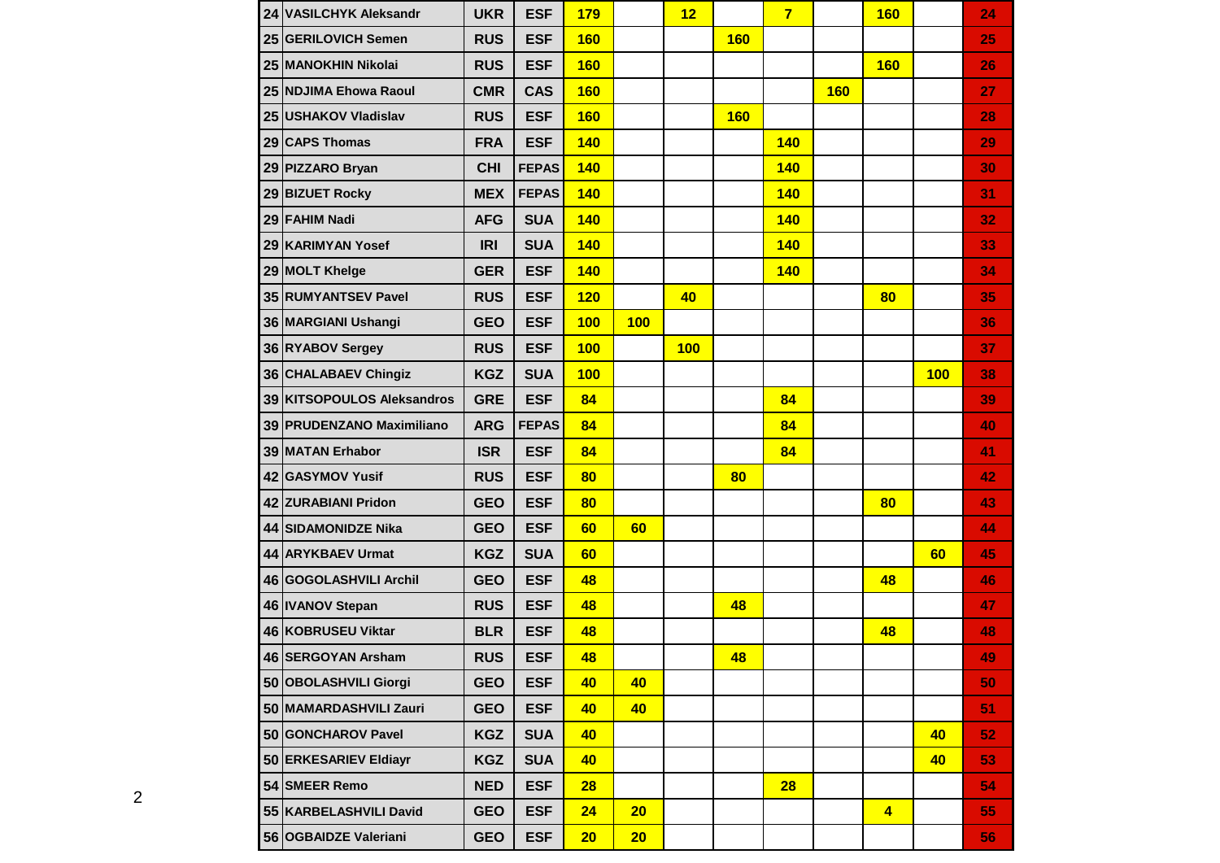| | | | | | | | | | | | | |
|---|---|---|---|---|---|---|---|---|---|---|---|---|
| 24 | VASILCHYK Aleksandr | UKR | ESF | 179 | | 12 | | 7 | | 160 | | 24 |
| 25 | GERILOVICH Semen | RUS | ESF | 160 | | | 160 | | | | | 25 |
| 25 | MANOKHIN Nikolai | RUS | ESF | 160 | | | | | | 160 | | 26 |
| 25 | NDJIMA Ehowa Raoul | CMR | CAS | 160 | | | | | 160 | | | 27 |
| 25 | USHAKOV Vladislav | RUS | ESF | 160 | | | 160 | | | | | 28 |
| 29 | CAPS Thomas | FRA | ESF | 140 | | | | 140 | | | | 29 |
| 29 | PIZZARO Bryan | CHI | FEPAS | 140 | | | | 140 | | | | 30 |
| 29 | BIZUET Rocky | MEX | FEPAS | 140 | | | | 140 | | | | 31 |
| 29 | FAHIM Nadi | AFG | SUA | 140 | | | | 140 | | | | 32 |
| 29 | KARIMYAN Yosef | IRI | SUA | 140 | | | | 140 | | | | 33 |
| 29 | MOLT Khelge | GER | ESF | 140 | | | | 140 | | | | 34 |
| 35 | RUMYANTSEV Pavel | RUS | ESF | 120 | | 40 | | | | 80 | | 35 |
| 36 | MARGIANI Ushangi | GEO | ESF | 100 | 100 | | | | | | | 36 |
| 36 | RYABOV Sergey | RUS | ESF | 100 | | 100 | | | | | | 37 |
| 36 | CHALABAEV Chingiz | KGZ | SUA | 100 | | | | | | | 100 | 38 |
| 39 | KITSOPOULOS Aleksandros | GRE | ESF | 84 | | | | 84 | | | | 39 |
| 39 | PRUDENZANO Maximiliano | ARG | FEPAS | 84 | | | | 84 | | | | 40 |
| 39 | MATAN Erhabor | ISR | ESF | 84 | | | | 84 | | | | 41 |
| 42 | GASYMOV Yusif | RUS | ESF | 80 | | | 80 | | | | | 42 |
| 42 | ZURABIANI Pridon | GEO | ESF | 80 | | | | | | 80 | | 43 |
| 44 | SIDAMONIDZE Nika | GEO | ESF | 60 | 60 | | | | | | | 44 |
| 44 | ARYKBAEV Urmat | KGZ | SUA | 60 | | | | | | | 60 | 45 |
| 46 | GOGOLASHVILI Archil | GEO | ESF | 48 | | | | | | 48 | | 46 |
| 46 | IVANOV Stepan | RUS | ESF | 48 | | | 48 | | | | | 47 |
| 46 | KOBRUSEU Viktar | BLR | ESF | 48 | | | | | | 48 | | 48 |
| 46 | SERGOYAN Arsham | RUS | ESF | 48 | | | 48 | | | | | 49 |
| 50 | OBOLASHVILI Giorgi | GEO | ESF | 40 | 40 | | | | | | | 50 |
| 50 | MAMARDASHVILI Zauri | GEO | ESF | 40 | 40 | | | | | | | 51 |
| 50 | GONCHAROV Pavel | KGZ | SUA | 40 | | | | | | | 40 | 52 |
| 50 | ERKESARIEV Eldiayr | KGZ | SUA | 40 | | | | | | | 40 | 53 |
| 54 | SMEER Remo | NED | ESF | 28 | | | | 28 | | | | 54 |
| 55 | KARBELASHVILI David | GEO | ESF | 24 | 20 | | | | | 4 | | 55 |
| 56 | OGBAIDZE Valeriani | GEO | ESF | 20 | 20 | | | | | | | 56 |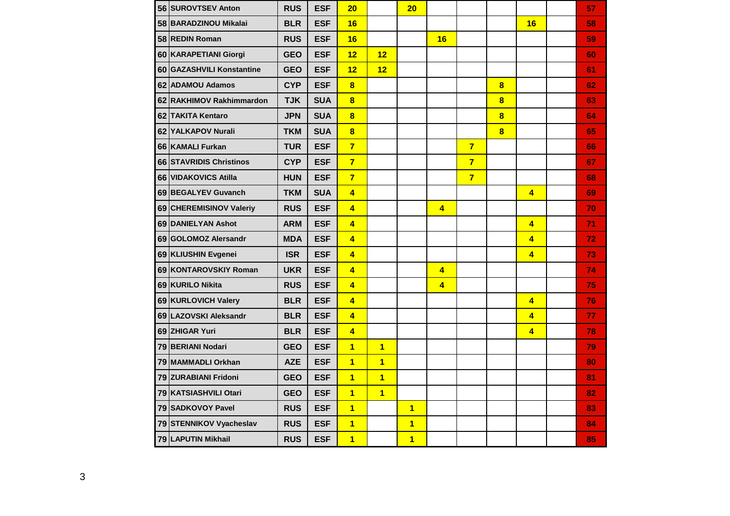| | | | | | | | | | | | | |
|---|---|---|---|---|---|---|---|---|---|---|---|---|
| 56 | SUROVTSEV Anton | RUS | ESF | 20 | | 20 | | | | | | 57 |
| 58 | BARADZINOU Mikalai | BLR | ESF | 16 | | | | | | 16 | | 58 |
| 58 | REDIN Roman | RUS | ESF | 16 | | | 16 | | | | | 59 |
| 60 | KARAPETIANI Giorgi | GEO | ESF | 12 | 12 | | | | | | | 60 |
| 60 | GAZASHVILI Konstantine | GEO | ESF | 12 | 12 | | | | | | | 61 |
| 62 | ADAMOU Adamos | CYP | ESF | 8 | | | | | 8 | | | 62 |
| 62 | RAKHIMOV Rakhimmardon | TJK | SUA | 8 | | | | | 8 | | | 63 |
| 62 | TAKITA Kentaro | JPN | SUA | 8 | | | | | 8 | | | 64 |
| 62 | YALKAPOV Nurali | TKM | SUA | 8 | | | | | 8 | | | 65 |
| 66 | KAMALI Furkan | TUR | ESF | 7 | | | | 7 | | | | 66 |
| 66 | STAVRIDIS Christinos | CYP | ESF | 7 | | | | 7 | | | | 67 |
| 66 | VIDAKOVICS Atilla | HUN | ESF | 7 | | | | 7 | | | | 68 |
| 69 | BEGALYEV Guvanch | TKM | SUA | 4 | | | | | | 4 | | 69 |
| 69 | CHEREMISINOV Valeriy | RUS | ESF | 4 | | | 4 | | | | | 70 |
| 69 | DANIELYAN Ashot | ARM | ESF | 4 | | | | | | 4 | | 71 |
| 69 | GOLOMOZ Alersandr | MDA | ESF | 4 | | | | | | 4 | | 72 |
| 69 | KLIUSHIN Evgenei | ISR | ESF | 4 | | | | | | 4 | | 73 |
| 69 | KONTAROVSKIY Roman | UKR | ESF | 4 | | | 4 | | | | | 74 |
| 69 | KURILO Nikita | RUS | ESF | 4 | | | 4 | | | | | 75 |
| 69 | KURLOVICH Valery | BLR | ESF | 4 | | | | | | 4 | | 76 |
| 69 | LAZOVSKI Aleksandr | BLR | ESF | 4 | | | | | | 4 | | 77 |
| 69 | ZHIGAR Yuri | BLR | ESF | 4 | | | | | | 4 | | 78 |
| 79 | BERIANI Nodari | GEO | ESF | 1 | 1 | | | | | | | 79 |
| 79 | MAMMADLI Orkhan | AZE | ESF | 1 | 1 | | | | | | | 80 |
| 79 | ZURABIANI Fridoni | GEO | ESF | 1 | 1 | | | | | | | 81 |
| 79 | KATSIASHVILI Otari | GEO | ESF | 1 | 1 | | | | | | | 82 |
| 79 | SADKOVOY Pavel | RUS | ESF | 1 | | 1 | | | | | | 83 |
| 79 | STENNIKOV Vyacheslav | RUS | ESF | 1 | | 1 | | | | | | 84 |
| 79 | LAPUTIN Mikhail | RUS | ESF | 1 | | 1 | | | | | | 85 |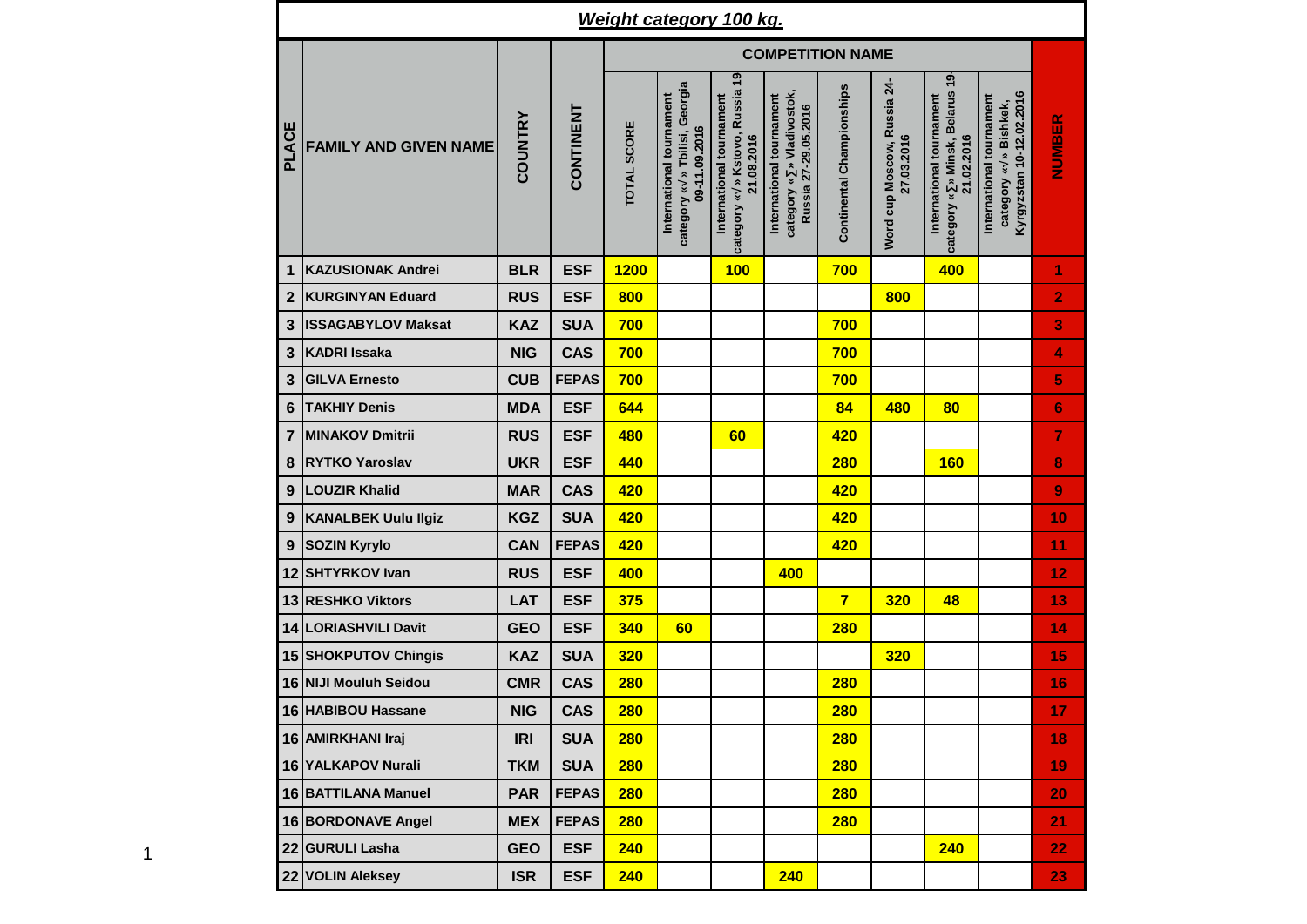# *Weight category 100 kg.*

| PLACE | FAMILY AND GIVEN NAME | COUNTRY | CONTINENT | COMPETITION NAME | | | | | | | | NUMBER |
|---|---|---|---|---|---|---|---|---|---|---|---|---|
| | | | | TOTAL SCORE | International tournament category «√» Tbilisi, Georgia 09-11.09.2016 | International tournament category «√» Kstovo, Russia 19-21.08.2016 | International tournament category «∑» Vladivostok, Russia 27-29.05.2016 | Continental Championships | Word cup Moscow, Russia 24-27.03.2016 | International tournament category «∑» Minsk, Belarus 19-21.02.2016 | International tournament category «√» Bishkek, Kyrgyzstan 10-12.02.2016 | |
| 1 | KAZUSIONAK Andrei | BLR | ESF | 1200 | | 100 | | 700 | | 400 | | 1 |
| 2 | KURGINYAN Eduard | RUS | ESF | 800 | | | | | 800 | | | 2 |
| 3 | ISSAGABYLOV Maksat | KAZ | SUA | 700 | | | | 700 | | | | 3 |
| 3 | KADRI Issaka | NIG | CAS | 700 | | | | 700 | | | | 4 |
| 3 | GILVA Ernesto | CUB | FEPAS | 700 | | | | 700 | | | | 5 |
| 6 | TAKHIY Denis | MDA | ESF | 644 | | | | 84 | 480 | 80 | | 6 |
| 7 | MINAKOV Dmitrii | RUS | ESF | 480 | | 60 | | 420 | | | | 7 |
| 8 | RYTKO Yaroslav | UKR | ESF | 440 | | | | 280 | | 160 | | 8 |
| 9 | LOUZIR Khalid | MAR | CAS | 420 | | | | 420 | | | | 9 |
| 9 | KANALBEK Uulu Ilgiz | KGZ | SUA | 420 | | | | 420 | | | | 10 |
| 9 | SOZIN Kyrylo | CAN | FEPAS | 420 | | | | 420 | | | | 11 |
| 12 | SHTYRKOV Ivan | RUS | ESF | 400 | | | 400 | | | | | 12 |
| 13 | RESHKO Viktors | LAT | ESF | 375 | | | | 7 | 320 | 48 | | 13 |
| 14 | LORIASHVILI Davit | GEO | ESF | 340 | 60 | | | 280 | | | | 14 |
| 15 | SHOKPUTOV Chingis | KAZ | SUA | 320 | | | | | 320 | | | 15 |
| 16 | NIJI Mouluh Seidou | CMR | CAS | 280 | | | | 280 | | | | 16 |
| 16 | HABIBOU Hassane | NIG | CAS | 280 | | | | 280 | | | | 17 |
| 16 | AMIRKHANI Iraj | IRI | SUA | 280 | | | | 280 | | | | 18 |
| 16 | YALKAPOV Nurali | TKM | SUA | 280 | | | | 280 | | | | 19 |
| 16 | BATTILANA Manuel | PAR | FEPAS | 280 | | | | 280 | | | | 20 |
| 16 | BORDONAVE Angel | MEX | FEPAS | 280 | | | | 280 | | | | 21 |
| 22 | GURULI Lasha | GEO | ESF | 240 | | | | | | 240 | | 22 |
| 22 | VOLIN Aleksey | ISR | ESF | 240 | | | 240 | | | | | 23 |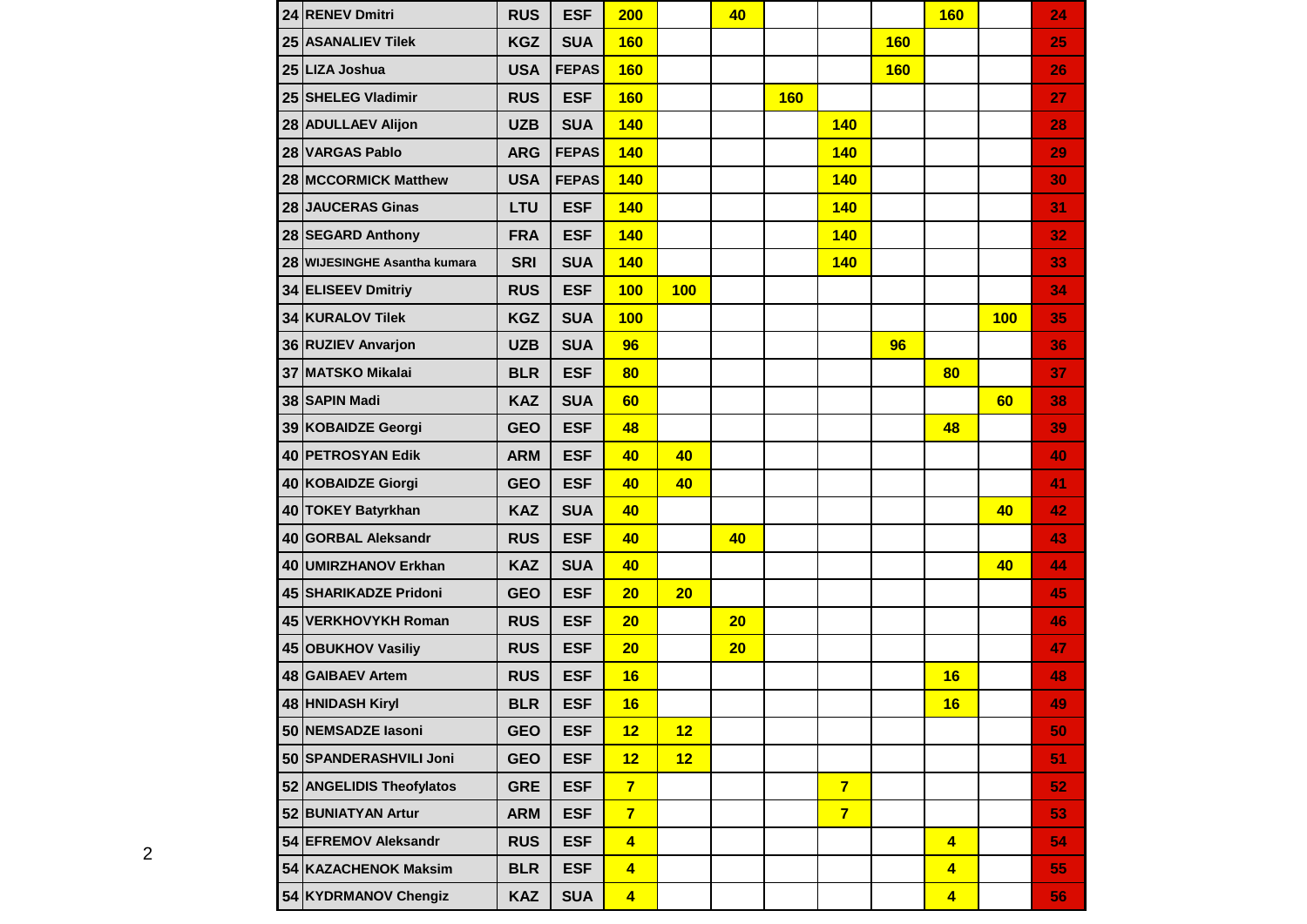| | | | | | | | | | | | | | |
|---|---|---|---|---|---|---|---|---|---|---|---|---|---|
| 24 | RENEV Dmitri | RUS | ESF | 200 | | 40 | | | | 160 | | 24 |
| 25 | ASANALIEV Tilek | KGZ | SUA | 160 | | | | | 160 | | | 25 |
| 25 | LIZA Joshua | USA | FEPAS | 160 | | | | | 160 | | | 26 |
| 25 | SHELEG Vladimir | RUS | ESF | 160 | | | 160 | | | | | 27 |
| 28 | ADULLAEV Alijon | UZB | SUA | 140 | | | | 140 | | | | 28 |
| 28 | VARGAS Pablo | ARG | FEPAS | 140 | | | | 140 | | | | 29 |
| 28 | MCCORMICK Matthew | USA | FEPAS | 140 | | | | 140 | | | | 30 |
| 28 | JAUCERAS Ginas | LTU | ESF | 140 | | | | 140 | | | | 31 |
| 28 | SEGARD Anthony | FRA | ESF | 140 | | | | 140 | | | | 32 |
| 28 | WIJESINGHE Asantha kumara | SRI | SUA | 140 | | | | 140 | | | | 33 |
| 34 | ELISEEV Dmitriy | RUS | ESF | 100 | 100 | | | | | | | 34 |
| 34 | KURALOV Tilek | KGZ | SUA | 100 | | | | | | | 100 | 35 |
| 36 | RUZIEV Anvarjon | UZB | SUA | 96 | | | | | 96 | | | 36 |
| 37 | MATSKO Mikalai | BLR | ESF | 80 | | | | | | 80 | | 37 |
| 38 | SAPIN Madi | KAZ | SUA | 60 | | | | | | | 60 | 38 |
| 39 | KOBAIDZE Georgi | GEO | ESF | 48 | | | | | | 48 | | 39 |
| 40 | PETROSYAN Edik | ARM | ESF | 40 | 40 | | | | | | | 40 |
| 40 | KOBAIDZE Giorgi | GEO | ESF | 40 | 40 | | | | | | | 41 |
| 40 | TOKEY Batyrkhan | KAZ | SUA | 40 | | | | | | | 40 | 42 |
| 40 | GORBAL Aleksandr | RUS | ESF | 40 | | 40 | | | | | | 43 |
| 40 | UMIRZHANOV Erkhan | KAZ | SUA | 40 | | | | | | | 40 | 44 |
| 45 | SHARIKADZE Pridoni | GEO | ESF | 20 | 20 | | | | | | | 45 |
| 45 | VERKHOVYKH Roman | RUS | ESF | 20 | | 20 | | | | | | 46 |
| 45 | OBUKHOV Vasiliy | RUS | ESF | 20 | | 20 | | | | | | 47 |
| 48 | GAIBAEV Artem | RUS | ESF | 16 | | | | | | 16 | | 48 |
| 48 | HNIDASH Kiryl | BLR | ESF | 16 | | | | | | 16 | | 49 |
| 50 | NEMSADZE Iasoni | GEO | ESF | 12 | 12 | | | | | | | 50 |
| 50 | SPANDERASHVILI Joni | GEO | ESF | 12 | 12 | | | | | | | 51 |
| 52 | ANGELIDIS Theofylatos | GRE | ESF | 7 | | | | 7 | | | | 52 |
| 52 | BUNIATYAN Artur | ARM | ESF | 7 | | | | 7 | | | | 53 |
| 54 | EFREMOV Aleksandr | RUS | ESF | 4 | | | | | | 4 | | 54 |
| 54 | KAZACHENOK Maksim | BLR | ESF | 4 | | | | | | 4 | | 55 |
| 54 | KYDRMANOV Chengiz | KAZ | SUA | 4 | | | | | | 4 | | 56 |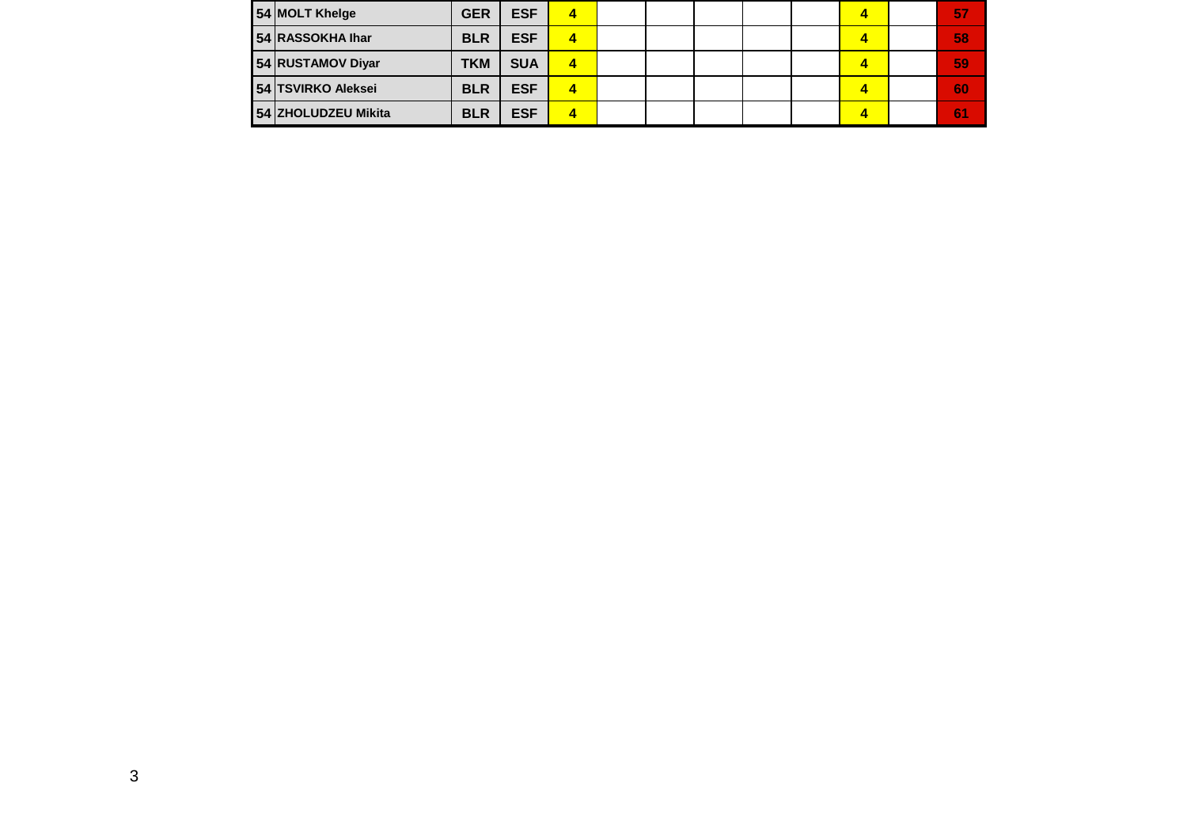| | | | | | | | | | | | | |
|---|---|---|---|---|---|---|---|---|---|---|---|---|
| 54 | MOLT Khelge | GER | ESF | 4 | | | | | | 4 | | 57 |
| 54 | RASSOKHA Ihar | BLR | ESF | 4 | | | | | | 4 | | 58 |
| 54 | RUSTAMOV Diyar | TKM | SUA | 4 | | | | | | 4 | | 59 |
| 54 | TSVIRKO Aleksei | BLR | ESF | 4 | | | | | | 4 | | 60 |
| 54 | ZHOLUDZEU Mikita | BLR | ESF | 4 | | | | | | 4 | | 61 |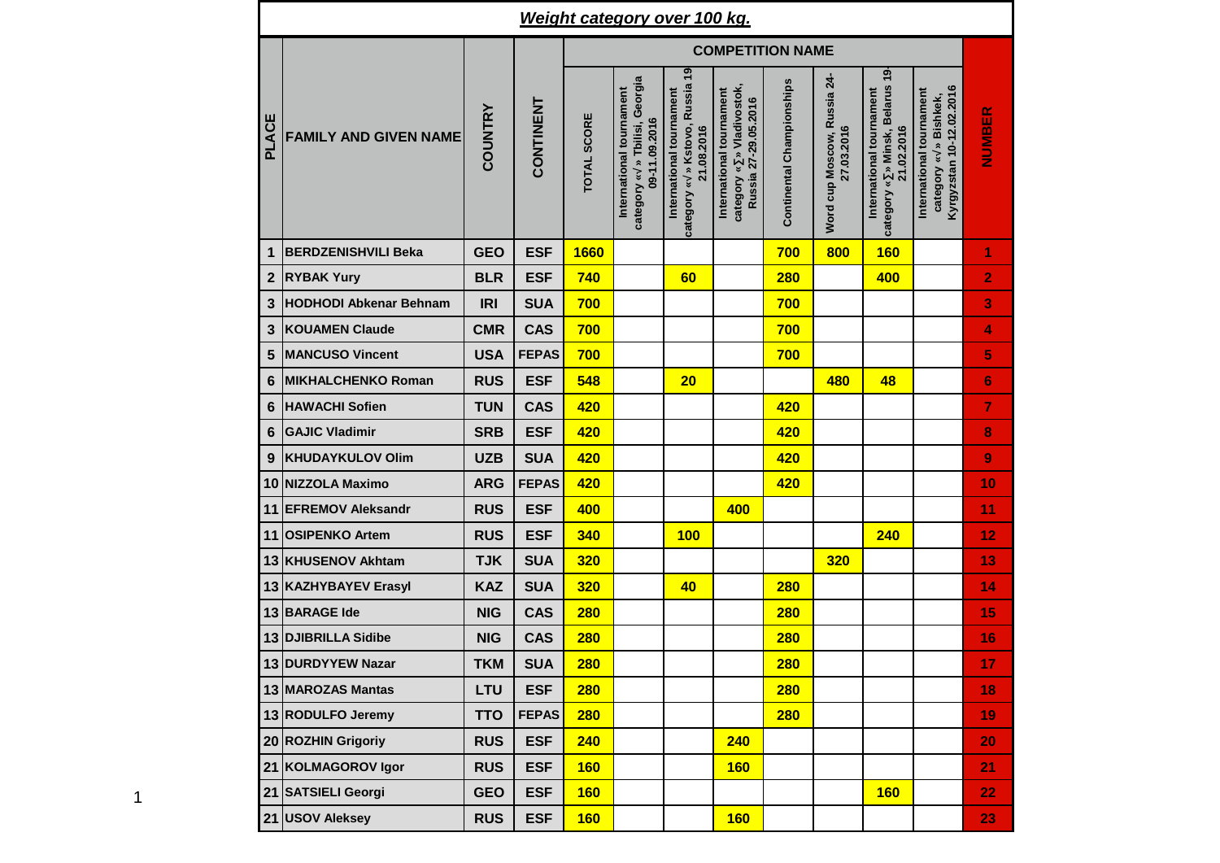## *Weight category over 100 kg.*

| PLACE | FAMILY AND GIVEN NAME | COUNTRY | CONTINENT | COMPETITION NAME | | | | | | | | NUMBER |
|---|---|---|---|---|---|---|---|---|---|---|---|---|
| | | | | TOTAL SCORE | International tournament category «√» Tbilisi, Georgia 09-11.09.2016 | International tournament category «√» Kstovo, Russia 19-21.08.2016 | International tournament category «∑» Vladivostok, Russia 27-29.05.2016 | Continental Championships | Word cup Moscow, Russia 24-27.03.2016 | International tournament category «∑» Minsk, Belarus 19-21.02.2016 | International tournament category «√» Bishkek, Kyrgyzstan 10-12.02.2016 | |
| 1 | BERDZENISHVILI Beka | GEO | ESF | 1660 | | | | 700 | 800 | 160 | | 1 |
| 2 | RYBAK Yury | BLR | ESF | 740 | | 60 | | 280 | | 400 | | 2 |
| 3 | HODHODI Abkenar Behnam | IRI | SUA | 700 | | | | 700 | | | | 3 |
| 3 | KOUAMEN Claude | CMR | CAS | 700 | | | | 700 | | | | 4 |
| 5 | MANCUSO Vincent | USA | FEPAS | 700 | | | | 700 | | | | 5 |
| 6 | MIKHALCHENKO Roman | RUS | ESF | 548 | | 20 | | | 480 | 48 | | 6 |
| 6 | HAWACHI Sofien | TUN | CAS | 420 | | | | 420 | | | | 7 |
| 6 | GAJIC Vladimir | SRB | ESF | 420 | | | | 420 | | | | 8 |
| 9 | KHUDAYKULOV Olim | UZB | SUA | 420 | | | | 420 | | | | 9 |
| 10 | NIZZOLA Maximo | ARG | FEPAS | 420 | | | | 420 | | | | 10 |
| 11 | EFREMOV Aleksandr | RUS | ESF | 400 | | | 400 | | | | | 11 |
| 11 | OSIPENKO Artem | RUS | ESF | 340 | | 100 | | | | 240 | | 12 |
| 13 | KHUSENOV Akhtam | TJK | SUA | 320 | | | | | 320 | | | 13 |
| 13 | KAZHYBAYEV Erasyl | KAZ | SUA | 320 | | 40 | | 280 | | | | 14 |
| 13 | BARAGE Ide | NIG | CAS | 280 | | | | 280 | | | | 15 |
| 13 | DJIBRILLA Sidibe | NIG | CAS | 280 | | | | 280 | | | | 16 |
| 13 | DURDYYEW Nazar | TKM | SUA | 280 | | | | 280 | | | | 17 |
| 13 | MAROZAS Mantas | LTU | ESF | 280 | | | | 280 | | | | 18 |
| 13 | RODULFO Jeremy | TTO | FEPAS | 280 | | | | 280 | | | | 19 |
| 20 | ROZHIN Grigoriy | RUS | ESF | 240 | | | 240 | | | | | 20 |
| 21 | KOLMAGOROV Igor | RUS | ESF | 160 | | | 160 | | | | | 21 |
| 21 | SATSIELI Georgi | GEO | ESF | 160 | | | | | | 160 | | 22 |
| 21 | USOV Aleksey | RUS | ESF | 160 | | | 160 | | | | | 23 |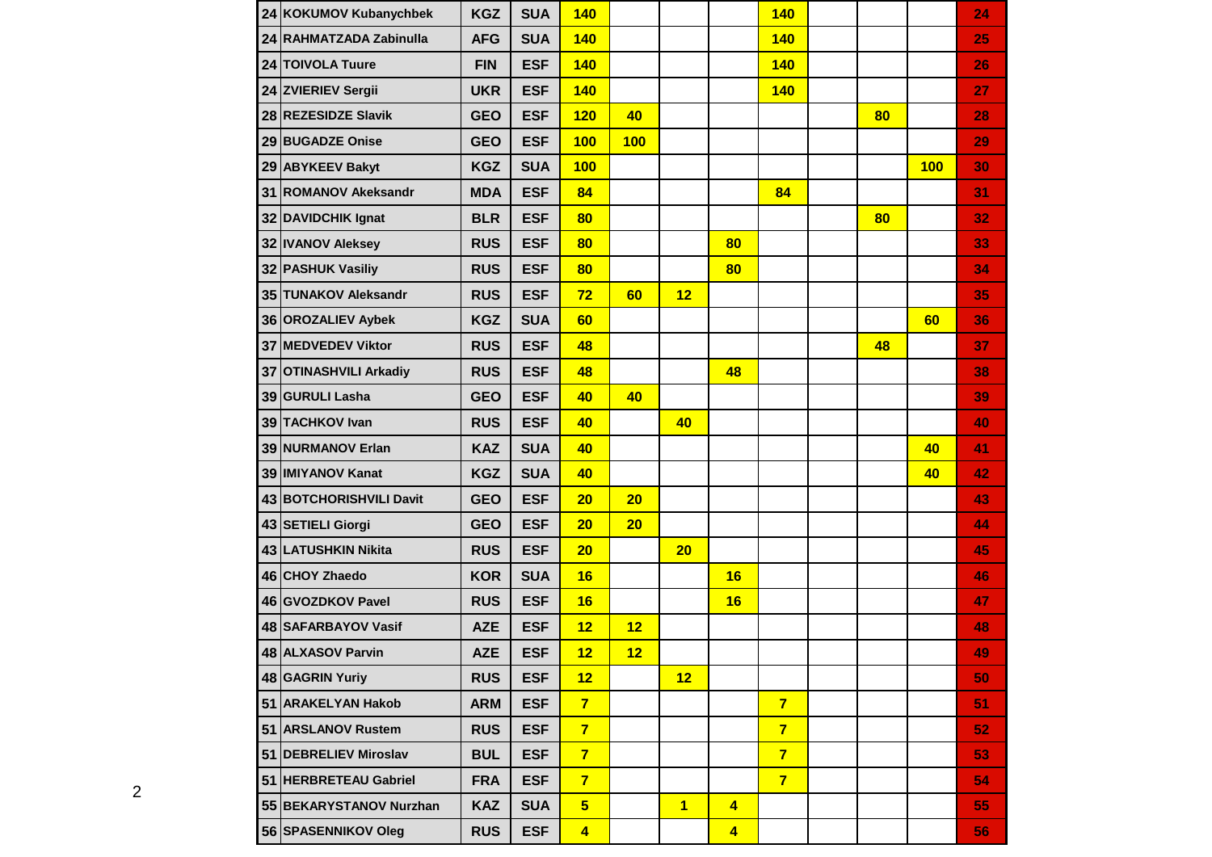| | | | | | | | | | | | | |
|---|---|---|---|---|---|---|---|---|---|---|---|---|
| 24 | KOKUMOV Kubanychbek | KGZ | SUA | 140 | | | | 140 | | | | 24 |
| 24 | RAHMATZADA Zabinulla | AFG | SUA | 140 | | | | 140 | | | | 25 |
| 24 | TOIVOLA Tuure | FIN | ESF | 140 | | | | 140 | | | | 26 |
| 24 | ZVIERIEV Sergii | UKR | ESF | 140 | | | | 140 | | | | 27 |
| 28 | REZESIDZE Slavik | GEO | ESF | 120 | 40 | | | | | 80 | | 28 |
| 29 | BUGADZE Onise | GEO | ESF | 100 | 100 | | | | | | | 29 |
| 29 | ABYKEEV Bakyt | KGZ | SUA | 100 | | | | | | | 100 | 30 |
| 31 | ROMANOV Akeksandr | MDA | ESF | 84 | | | | 84 | | | | 31 |
| 32 | DAVIDCHIK Ignat | BLR | ESF | 80 | | | | | | 80 | | 32 |
| 32 | IVANOV Aleksey | RUS | ESF | 80 | | | 80 | | | | | 33 |
| 32 | PASHUK Vasiliy | RUS | ESF | 80 | | | 80 | | | | | 34 |
| 35 | TUNAKOV Aleksandr | RUS | ESF | 72 | 60 | 12 | | | | | | 35 |
| 36 | OROZALIEV Aybek | KGZ | SUA | 60 | | | | | | | 60 | 36 |
| 37 | MEDVEDEV Viktor | RUS | ESF | 48 | | | | | | 48 | | 37 |
| 37 | OTINASHVILI Arkadiy | RUS | ESF | 48 | | | 48 | | | | | 38 |
| 39 | GURULI Lasha | GEO | ESF | 40 | 40 | | | | | | | 39 |
| 39 | TACHKOV Ivan | RUS | ESF | 40 | | 40 | | | | | | 40 |
| 39 | NURMANOV Erlan | KAZ | SUA | 40 | | | | | | | 40 | 41 |
| 39 | IMIYANOV Kanat | KGZ | SUA | 40 | | | | | | | 40 | 42 |
| 43 | BOTCHORISHVILI Davit | GEO | ESF | 20 | 20 | | | | | | | 43 |
| 43 | SETIELI Giorgi | GEO | ESF | 20 | 20 | | | | | | | 44 |
| 43 | LATUSHKIN Nikita | RUS | ESF | 20 | | 20 | | | | | | 45 |
| 46 | CHOY Zhaedo | KOR | SUA | 16 | | | 16 | | | | | 46 |
| 46 | GVOZDKOV Pavel | RUS | ESF | 16 | | | 16 | | | | | 47 |
| 48 | SAFARBAYOV Vasif | AZE | ESF | 12 | 12 | | | | | | | 48 |
| 48 | ALXASOV Parvin | AZE | ESF | 12 | 12 | | | | | | | 49 |
| 48 | GAGRIN Yuriy | RUS | ESF | 12 | | 12 | | | | | | 50 |
| 51 | ARAKELYAN Hakob | ARM | ESF | 7 | | | | 7 | | | | 51 |
| 51 | ARSLANOV Rustem | RUS | ESF | 7 | | | | 7 | | | | 52 |
| 51 | DEBRELIEV Miroslav | BUL | ESF | 7 | | | | 7 | | | | 53 |
| 51 | HERBRETEAU Gabriel | FRA | ESF | 7 | | | | 7 | | | | 54 |
| 55 | BEKARYSTANOV Nurzhan | KAZ | SUA | 5 | | 1 | 4 | | | | | 55 |
| 56 | SPASENNIKOV Oleg | RUS | ESF | 4 | | | 4 | | | | | 56 |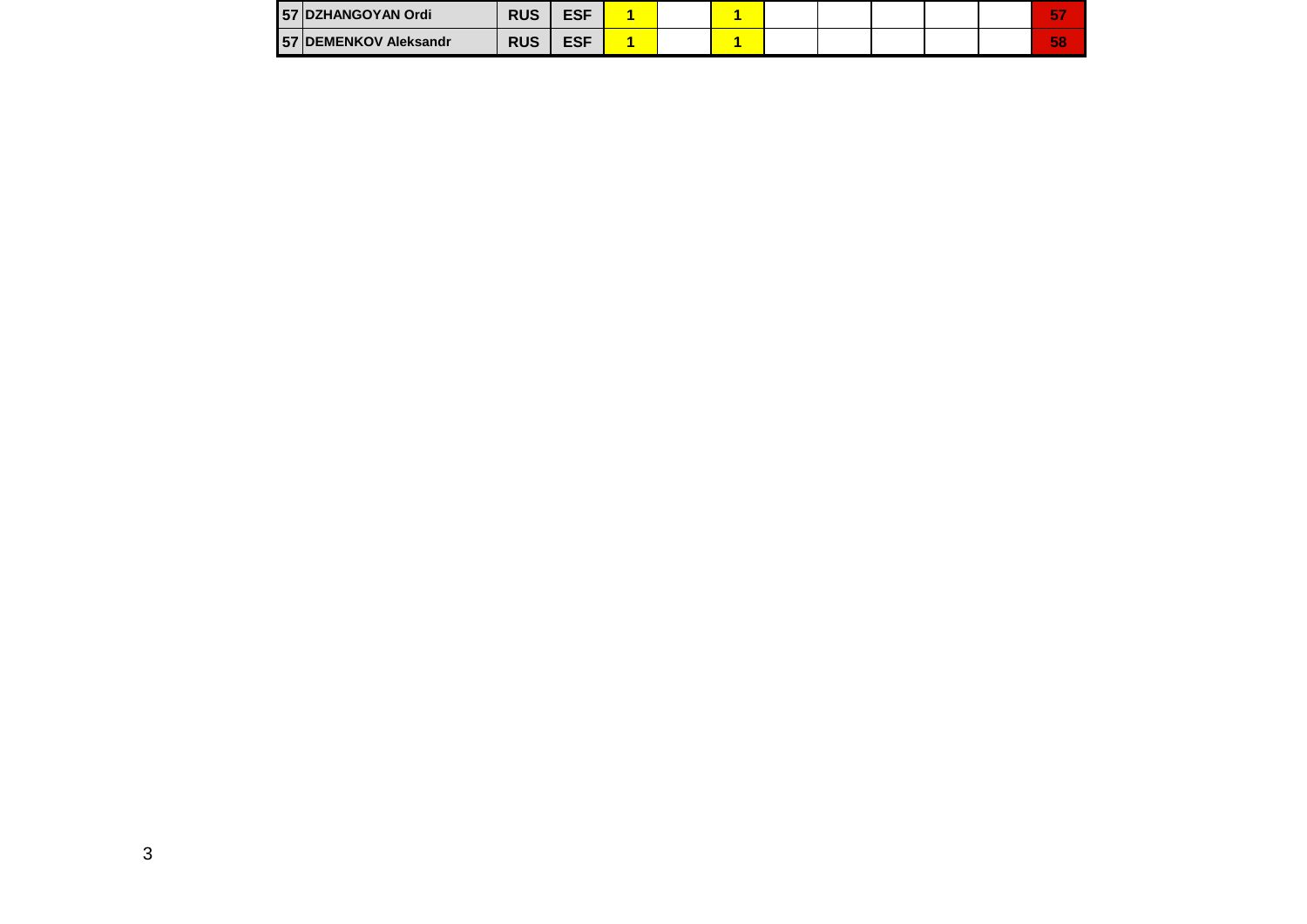| | | | | | | | | | | | | |
|---|---|---|---|---|---|---|---|---|---|---|---|---|
| 57 | DZHANGOYAN Ordi | RUS | ESF | 1 | | 1 | | | | | | 57 |
| 57 | DEMENKOV Aleksandr | RUS | ESF | 1 | | 1 | | | | | | 58 |